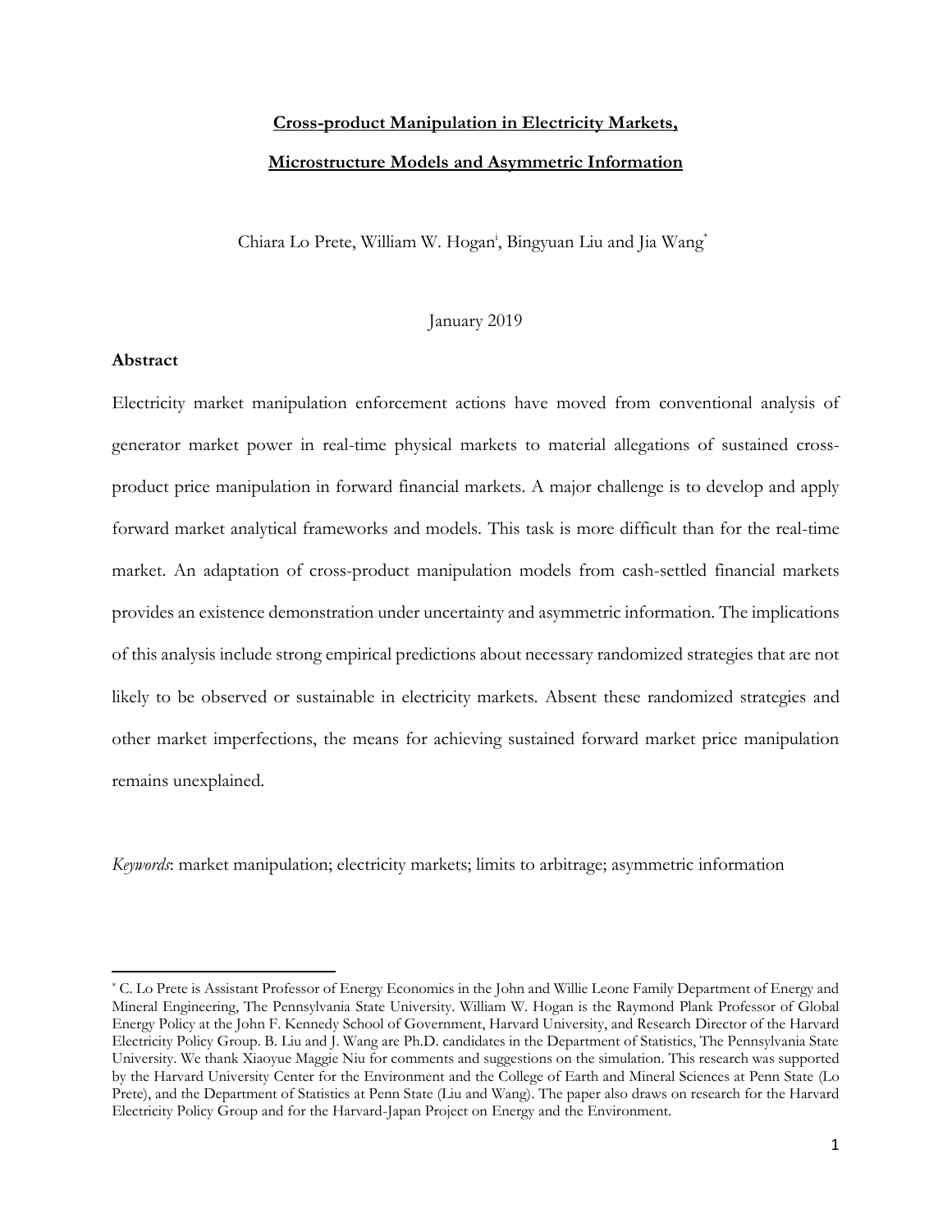**Cross-product Manipulation in Electricity Markets,**

**Microstructure Models and Asymmetric Information**

Chiara Lo Prete, William W. Hogan[i], Bingyuan Liu and Jia Wang[*]

January 2019

**Abstract**

Electricity market manipulation enforcement actions have moved from conventional analysis of generator market power in real-time physical markets to material allegations of sustained cross-product price manipulation in forward financial markets. A major challenge is to develop and apply forward market analytical frameworks and models. This task is more difficult than for the real-time market. An adaptation of cross-product manipulation models from cash-settled financial markets provides an existence demonstration under uncertainty and asymmetric information. The implications of this analysis include strong empirical predictions about necessary randomized strategies that are not likely to be observed or sustainable in electricity markets. Absent these randomized strategies and other market imperfections, the means for achieving sustained forward market price manipulation remains unexplained.

*Keywords*: market manipulation; electricity markets; limits to arbitrage; asymmetric information

---

[*] C. Lo Prete is Assistant Professor of Energy Economics in the John and Willie Leone Family Department of Energy and Mineral Engineering, The Pennsylvania State University. William W. Hogan is the Raymond Plank Professor of Global Energy Policy at the John F. Kennedy School of Government, Harvard University, and Research Director of the Harvard Electricity Policy Group. B. Liu and J. Wang are Ph.D. candidates in the Department of Statistics, The Pennsylvania State University. We thank Xiaoyue Maggie Niu for comments and suggestions on the simulation. This research was supported by the Harvard University Center for the Environment and the College of Earth and Mineral Sciences at Penn State (Lo Prete), and the Department of Statistics at Penn State (Liu and Wang). The paper also draws on research for the Harvard Electricity Policy Group and for the Harvard-Japan Project on Energy and the Environment.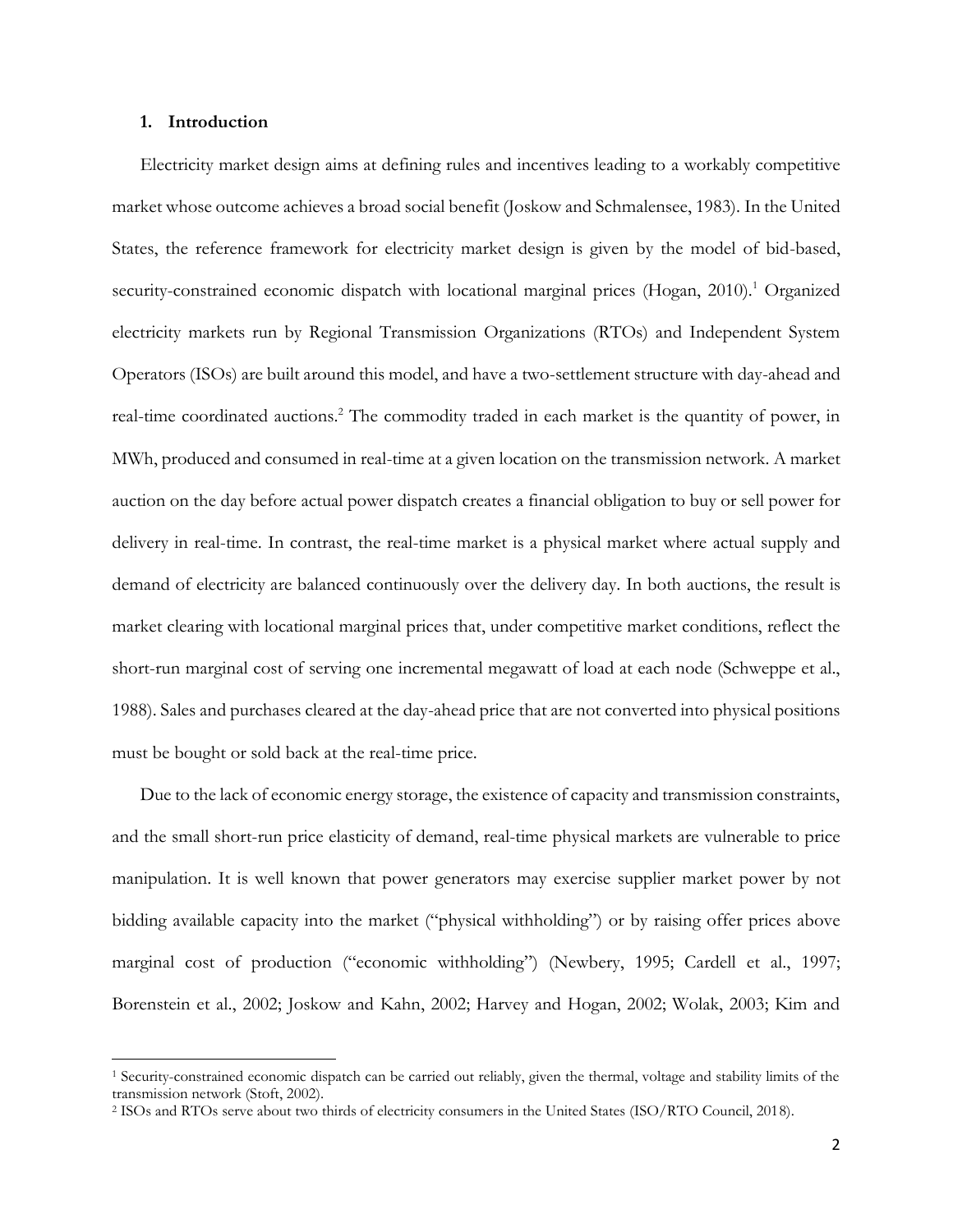## 1. Introduction

Electricity market design aims at defining rules and incentives leading to a workably competitive market whose outcome achieves a broad social benefit (Joskow and Schmalensee, 1983). In the United States, the reference framework for electricity market design is given by the model of bid-based, security-constrained economic dispatch with locational marginal prices (Hogan, 2010).[1] Organized electricity markets run by Regional Transmission Organizations (RTOs) and Independent System Operators (ISOs) are built around this model, and have a two-settlement structure with day-ahead and real-time coordinated auctions.[2] The commodity traded in each market is the quantity of power, in MWh, produced and consumed in real-time at a given location on the transmission network. A market auction on the day before actual power dispatch creates a financial obligation to buy or sell power for delivery in real-time. In contrast, the real-time market is a physical market where actual supply and demand of electricity are balanced continuously over the delivery day. In both auctions, the result is market clearing with locational marginal prices that, under competitive market conditions, reflect the short-run marginal cost of serving one incremental megawatt of load at each node (Schweppe et al., 1988). Sales and purchases cleared at the day-ahead price that are not converted into physical positions must be bought or sold back at the real-time price.

Due to the lack of economic energy storage, the existence of capacity and transmission constraints, and the small short-run price elasticity of demand, real-time physical markets are vulnerable to price manipulation. It is well known that power generators may exercise supplier market power by not bidding available capacity into the market ("physical withholding") or by raising offer prices above marginal cost of production ("economic withholding") (Newbery, 1995; Cardell et al., 1997; Borenstein et al., 2002; Joskow and Kahn, 2002; Harvey and Hogan, 2002; Wolak, 2003; Kim and

[1] Security-constrained economic dispatch can be carried out reliably, given the thermal, voltage and stability limits of the transmission network (Stoft, 2002).

[2] ISOs and RTOs serve about two thirds of electricity consumers in the United States (ISO/RTO Council, 2018).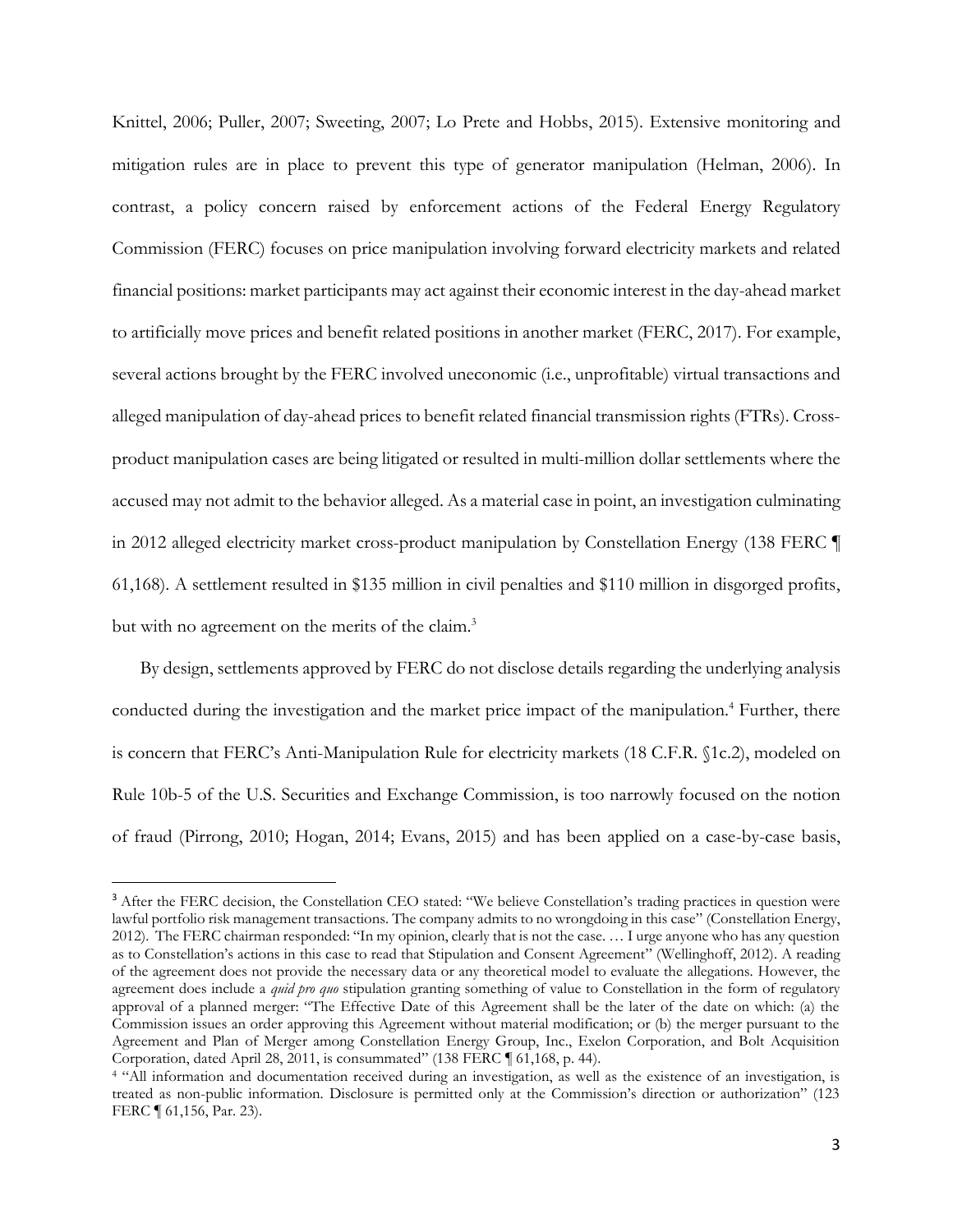Knittel, 2006; Puller, 2007; Sweeting, 2007; Lo Prete and Hobbs, 2015). Extensive monitoring and mitigation rules are in place to prevent this type of generator manipulation (Helman, 2006). In contrast, a policy concern raised by enforcement actions of the Federal Energy Regulatory Commission (FERC) focuses on price manipulation involving forward electricity markets and related financial positions: market participants may act against their economic interest in the day-ahead market to artificially move prices and benefit related positions in another market (FERC, 2017). For example, several actions brought by the FERC involved uneconomic (i.e., unprofitable) virtual transactions and alleged manipulation of day-ahead prices to benefit related financial transmission rights (FTRs). Cross-product manipulation cases are being litigated or resulted in multi-million dollar settlements where the accused may not admit to the behavior alleged. As a material case in point, an investigation culminating in 2012 alleged electricity market cross-product manipulation by Constellation Energy (138 FERC ¶ 61,168). A settlement resulted in \$135 million in civil penalties and \$110 million in disgorged profits, but with no agreement on the merits of the claim.[3]

By design, settlements approved by FERC do not disclose details regarding the underlying analysis conducted during the investigation and the market price impact of the manipulation.[4] Further, there is concern that FERC's Anti-Manipulation Rule for electricity markets (18 C.F.R. §1c.2), modeled on Rule 10b-5 of the U.S. Securities and Exchange Commission, is too narrowly focused on the notion of fraud (Pirrong, 2010; Hogan, 2014; Evans, 2015) and has been applied on a case-by-case basis,

---

[3] After the FERC decision, the Constellation CEO stated: "We believe Constellation's trading practices in question were lawful portfolio risk management transactions. The company admits to no wrongdoing in this case" (Constellation Energy, 2012). The FERC chairman responded: "In my opinion, clearly that is not the case. … I urge anyone who has any question as to Constellation's actions in this case to read that Stipulation and Consent Agreement" (Wellinghoff, 2012). A reading of the agreement does not provide the necessary data or any theoretical model to evaluate the allegations. However, the agreement does include a *quid pro quo* stipulation granting something of value to Constellation in the form of regulatory approval of a planned merger: "The Effective Date of this Agreement shall be the later of the date on which: (a) the Commission issues an order approving this Agreement without material modification; or (b) the merger pursuant to the Agreement and Plan of Merger among Constellation Energy Group, Inc., Exelon Corporation, and Bolt Acquisition Corporation, dated April 28, 2011, is consummated" (138 FERC ¶ 61,168, p. 44).

[4] "All information and documentation received during an investigation, as well as the existence of an investigation, is treated as non-public information. Disclosure is permitted only at the Commission's direction or authorization" (123 FERC ¶ 61,156, Par. 23).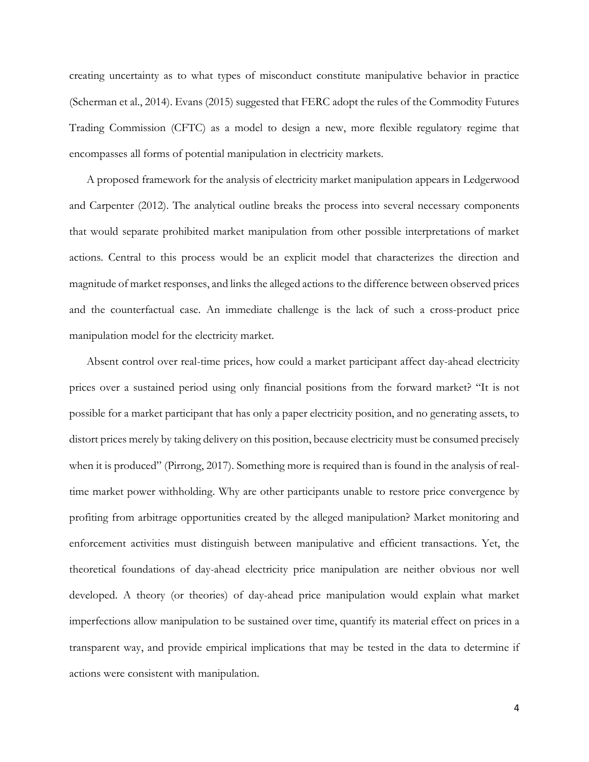creating uncertainty as to what types of misconduct constitute manipulative behavior in practice (Scherman et al., 2014). Evans (2015) suggested that FERC adopt the rules of the Commodity Futures Trading Commission (CFTC) as a model to design a new, more flexible regulatory regime that encompasses all forms of potential manipulation in electricity markets.

A proposed framework for the analysis of electricity market manipulation appears in Ledgerwood and Carpenter (2012). The analytical outline breaks the process into several necessary components that would separate prohibited market manipulation from other possible interpretations of market actions. Central to this process would be an explicit model that characterizes the direction and magnitude of market responses, and links the alleged actions to the difference between observed prices and the counterfactual case. An immediate challenge is the lack of such a cross-product price manipulation model for the electricity market.

Absent control over real-time prices, how could a market participant affect day-ahead electricity prices over a sustained period using only financial positions from the forward market? "It is not possible for a market participant that has only a paper electricity position, and no generating assets, to distort prices merely by taking delivery on this position, because electricity must be consumed precisely when it is produced" (Pirrong, 2017). Something more is required than is found in the analysis of real-time market power withholding. Why are other participants unable to restore price convergence by profiting from arbitrage opportunities created by the alleged manipulation? Market monitoring and enforcement activities must distinguish between manipulative and efficient transactions. Yet, the theoretical foundations of day-ahead electricity price manipulation are neither obvious nor well developed. A theory (or theories) of day-ahead price manipulation would explain what market imperfections allow manipulation to be sustained over time, quantify its material effect on prices in a transparent way, and provide empirical implications that may be tested in the data to determine if actions were consistent with manipulation.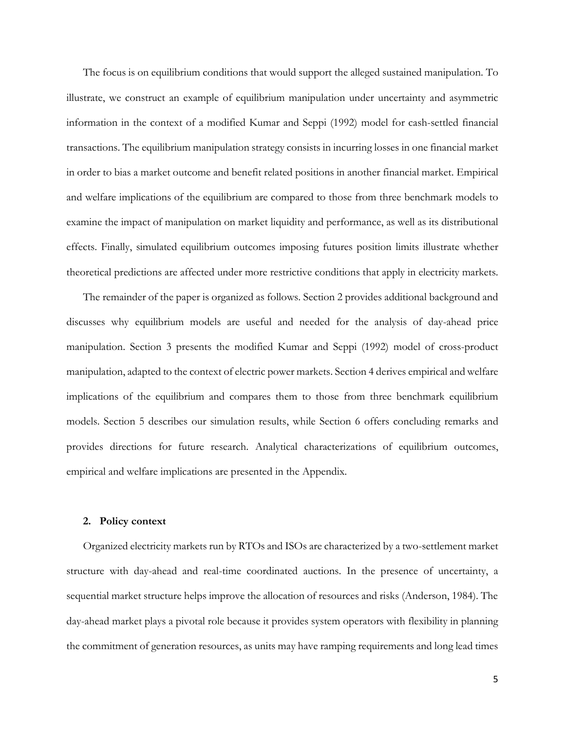The focus is on equilibrium conditions that would support the alleged sustained manipulation. To illustrate, we construct an example of equilibrium manipulation under uncertainty and asymmetric information in the context of a modified Kumar and Seppi (1992) model for cash-settled financial transactions. The equilibrium manipulation strategy consists in incurring losses in one financial market in order to bias a market outcome and benefit related positions in another financial market. Empirical and welfare implications of the equilibrium are compared to those from three benchmark models to examine the impact of manipulation on market liquidity and performance, as well as its distributional effects. Finally, simulated equilibrium outcomes imposing futures position limits illustrate whether theoretical predictions are affected under more restrictive conditions that apply in electricity markets.

The remainder of the paper is organized as follows. Section 2 provides additional background and discusses why equilibrium models are useful and needed for the analysis of day-ahead price manipulation. Section 3 presents the modified Kumar and Seppi (1992) model of cross-product manipulation, adapted to the context of electric power markets. Section 4 derives empirical and welfare implications of the equilibrium and compares them to those from three benchmark equilibrium models. Section 5 describes our simulation results, while Section 6 offers concluding remarks and provides directions for future research. Analytical characterizations of equilibrium outcomes, empirical and welfare implications are presented in the Appendix.

## 2. Policy context

Organized electricity markets run by RTOs and ISOs are characterized by a two-settlement market structure with day-ahead and real-time coordinated auctions. In the presence of uncertainty, a sequential market structure helps improve the allocation of resources and risks (Anderson, 1984). The day-ahead market plays a pivotal role because it provides system operators with flexibility in planning the commitment of generation resources, as units may have ramping requirements and long lead times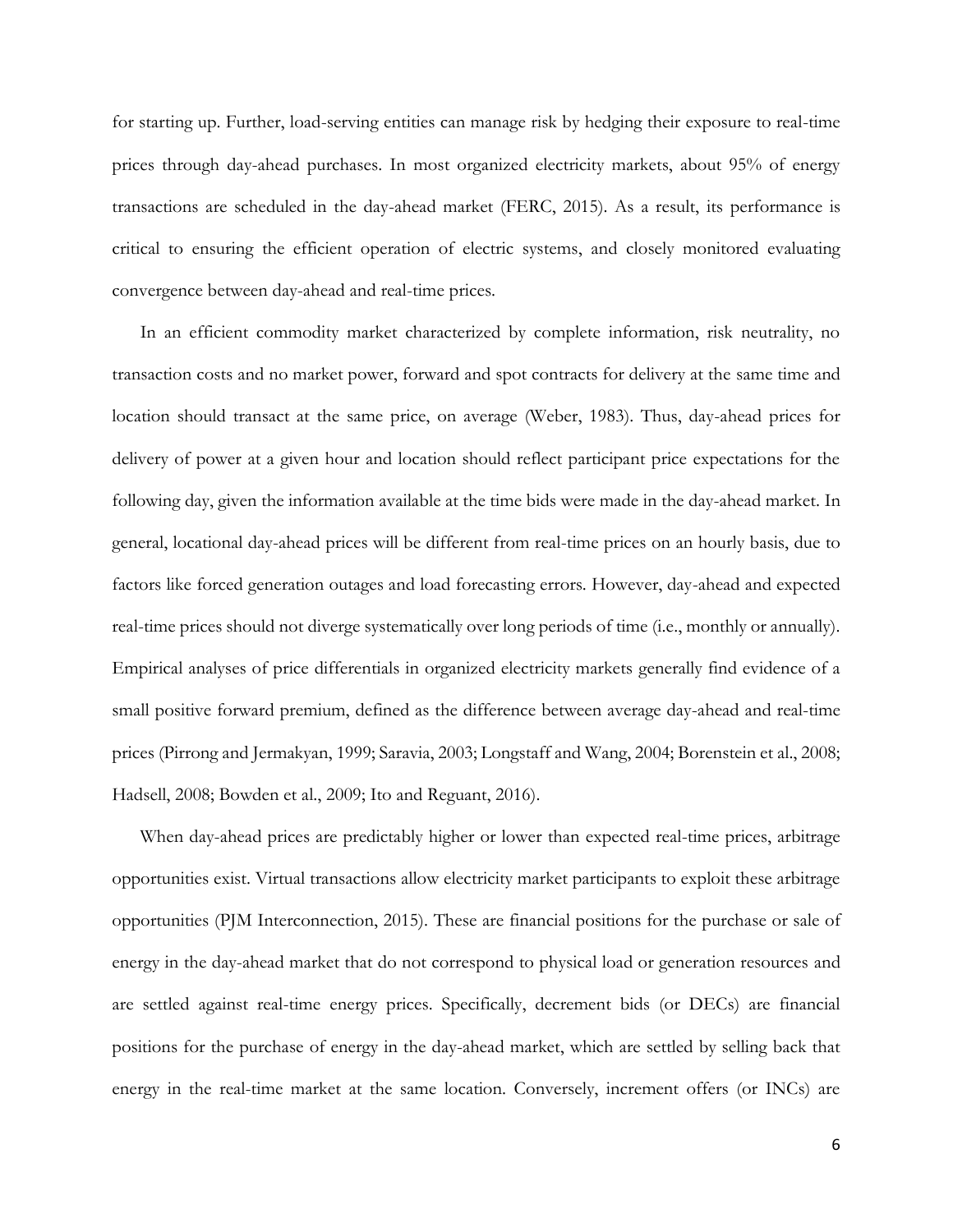for starting up. Further, load-serving entities can manage risk by hedging their exposure to real-time prices through day-ahead purchases. In most organized electricity markets, about 95% of energy transactions are scheduled in the day-ahead market (FERC, 2015). As a result, its performance is critical to ensuring the efficient operation of electric systems, and closely monitored evaluating convergence between day-ahead and real-time prices.

In an efficient commodity market characterized by complete information, risk neutrality, no transaction costs and no market power, forward and spot contracts for delivery at the same time and location should transact at the same price, on average (Weber, 1983). Thus, day-ahead prices for delivery of power at a given hour and location should reflect participant price expectations for the following day, given the information available at the time bids were made in the day-ahead market. In general, locational day-ahead prices will be different from real-time prices on an hourly basis, due to factors like forced generation outages and load forecasting errors. However, day-ahead and expected real-time prices should not diverge systematically over long periods of time (i.e., monthly or annually). Empirical analyses of price differentials in organized electricity markets generally find evidence of a small positive forward premium, defined as the difference between average day-ahead and real-time prices (Pirrong and Jermakyan, 1999; Saravia, 2003; Longstaff and Wang, 2004; Borenstein et al., 2008; Hadsell, 2008; Bowden et al., 2009; Ito and Reguant, 2016).

When day-ahead prices are predictably higher or lower than expected real-time prices, arbitrage opportunities exist. Virtual transactions allow electricity market participants to exploit these arbitrage opportunities (PJM Interconnection, 2015). These are financial positions for the purchase or sale of energy in the day-ahead market that do not correspond to physical load or generation resources and are settled against real-time energy prices. Specifically, decrement bids (or DECs) are financial positions for the purchase of energy in the day-ahead market, which are settled by selling back that energy in the real-time market at the same location. Conversely, increment offers (or INCs) are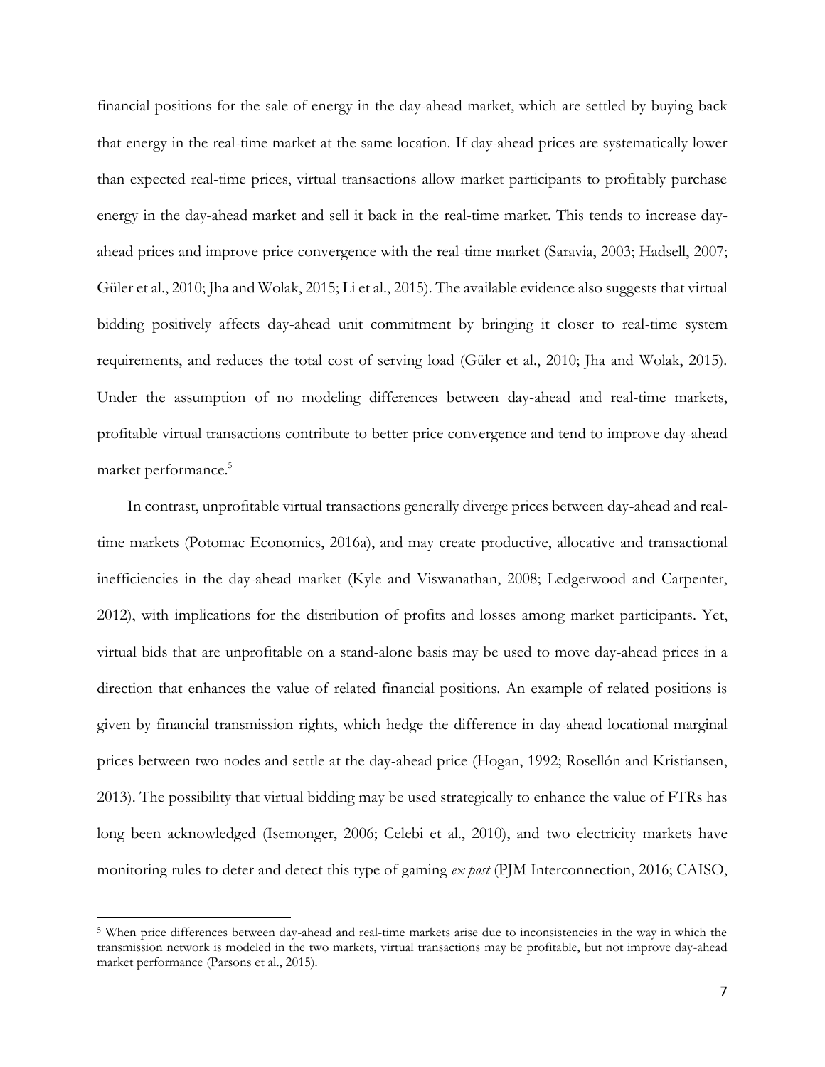financial positions for the sale of energy in the day-ahead market, which are settled by buying back that energy in the real-time market at the same location. If day-ahead prices are systematically lower than expected real-time prices, virtual transactions allow market participants to profitably purchase energy in the day-ahead market and sell it back in the real-time market. This tends to increase day-ahead prices and improve price convergence with the real-time market (Saravia, 2003; Hadsell, 2007; Güler et al., 2010; Jha and Wolak, 2015; Li et al., 2015). The available evidence also suggests that virtual bidding positively affects day-ahead unit commitment by bringing it closer to real-time system requirements, and reduces the total cost of serving load (Güler et al., 2010; Jha and Wolak, 2015). Under the assumption of no modeling differences between day-ahead and real-time markets, profitable virtual transactions contribute to better price convergence and tend to improve day-ahead market performance.[5]

In contrast, unprofitable virtual transactions generally diverge prices between day-ahead and real-time markets (Potomac Economics, 2016a), and may create productive, allocative and transactional inefficiencies in the day-ahead market (Kyle and Viswanathan, 2008; Ledgerwood and Carpenter, 2012), with implications for the distribution of profits and losses among market participants. Yet, virtual bids that are unprofitable on a stand-alone basis may be used to move day-ahead prices in a direction that enhances the value of related financial positions. An example of related positions is given by financial transmission rights, which hedge the difference in day-ahead locational marginal prices between two nodes and settle at the day-ahead price (Hogan, 1992; Rosellón and Kristiansen, 2013). The possibility that virtual bidding may be used strategically to enhance the value of FTRs has long been acknowledged (Isemonger, 2006; Celebi et al., 2010), and two electricity markets have monitoring rules to deter and detect this type of gaming *ex post* (PJM Interconnection, 2016; CAISO,

[5] When price differences between day-ahead and real-time markets arise due to inconsistencies in the way in which the transmission network is modeled in the two markets, virtual transactions may be profitable, but not improve day-ahead market performance (Parsons et al., 2015).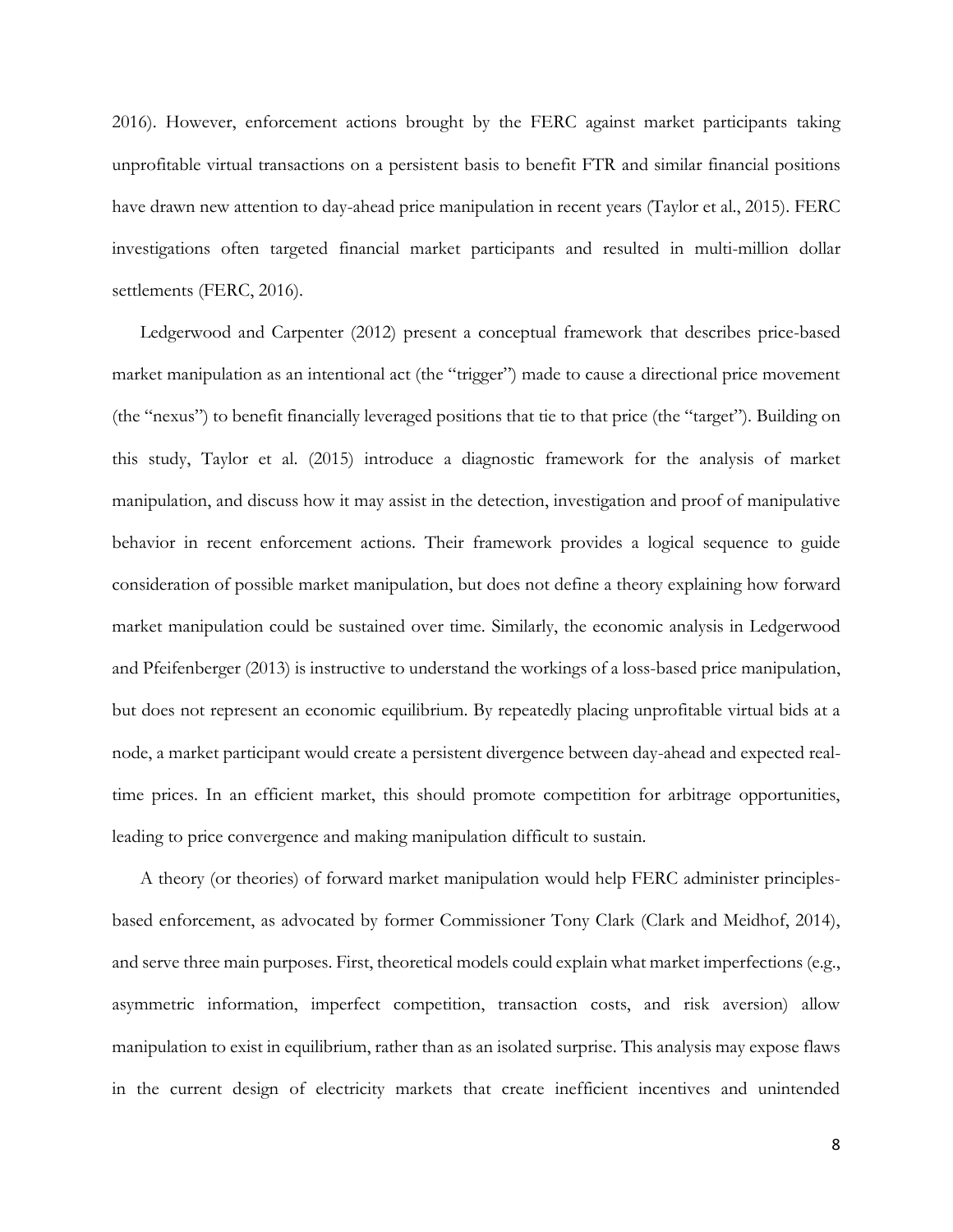2016). However, enforcement actions brought by the FERC against market participants taking unprofitable virtual transactions on a persistent basis to benefit FTR and similar financial positions have drawn new attention to day-ahead price manipulation in recent years (Taylor et al., 2015). FERC investigations often targeted financial market participants and resulted in multi-million dollar settlements (FERC, 2016).

Ledgerwood and Carpenter (2012) present a conceptual framework that describes price-based market manipulation as an intentional act (the "trigger") made to cause a directional price movement (the "nexus") to benefit financially leveraged positions that tie to that price (the "target"). Building on this study, Taylor et al. (2015) introduce a diagnostic framework for the analysis of market manipulation, and discuss how it may assist in the detection, investigation and proof of manipulative behavior in recent enforcement actions. Their framework provides a logical sequence to guide consideration of possible market manipulation, but does not define a theory explaining how forward market manipulation could be sustained over time. Similarly, the economic analysis in Ledgerwood and Pfeifenberger (2013) is instructive to understand the workings of a loss-based price manipulation, but does not represent an economic equilibrium. By repeatedly placing unprofitable virtual bids at a node, a market participant would create a persistent divergence between day-ahead and expected real-time prices. In an efficient market, this should promote competition for arbitrage opportunities, leading to price convergence and making manipulation difficult to sustain.

A theory (or theories) of forward market manipulation would help FERC administer principles-based enforcement, as advocated by former Commissioner Tony Clark (Clark and Meidhof, 2014), and serve three main purposes. First, theoretical models could explain what market imperfections (e.g., asymmetric information, imperfect competition, transaction costs, and risk aversion) allow manipulation to exist in equilibrium, rather than as an isolated surprise. This analysis may expose flaws in the current design of electricity markets that create inefficient incentives and unintended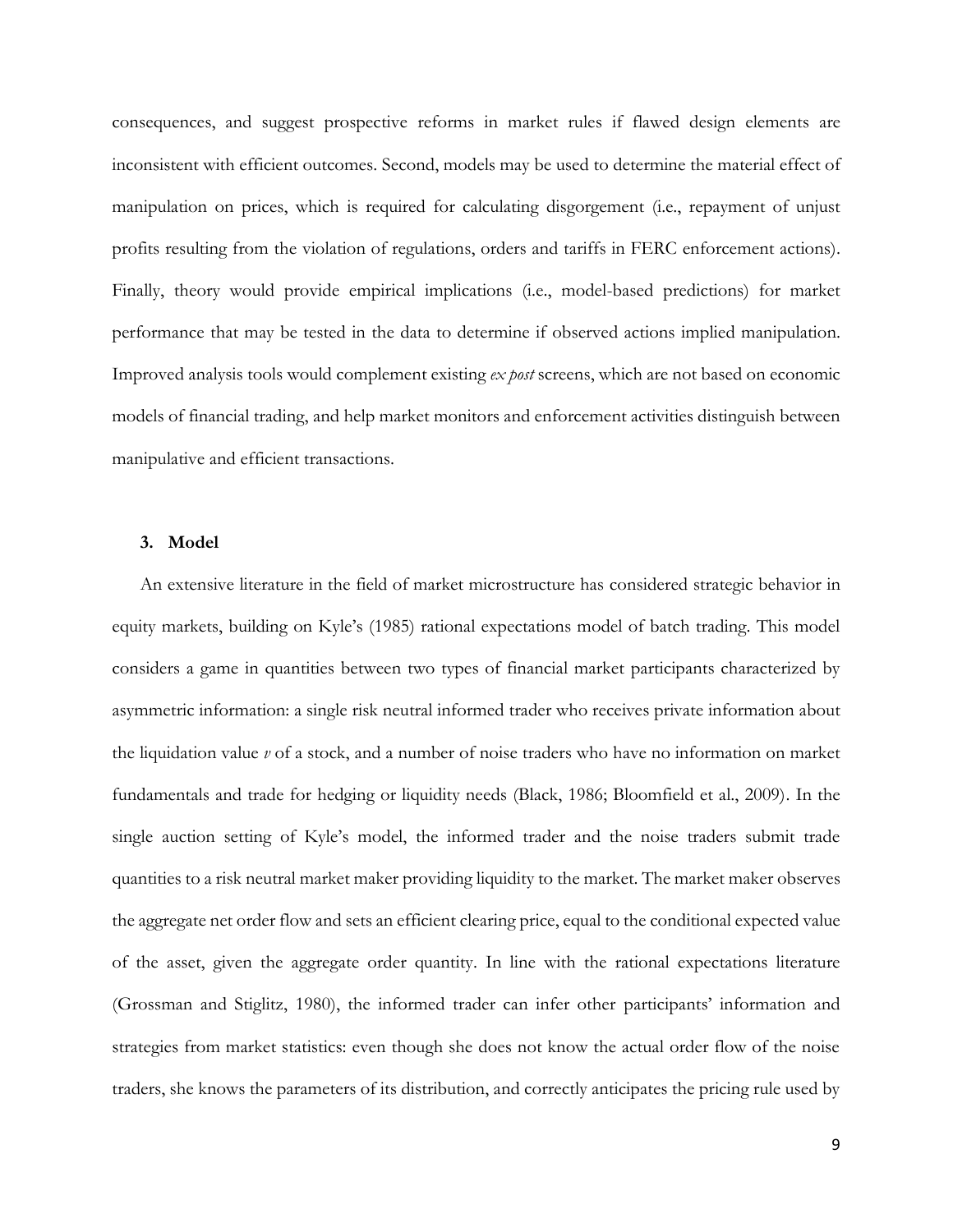consequences, and suggest prospective reforms in market rules if flawed design elements are inconsistent with efficient outcomes. Second, models may be used to determine the material effect of manipulation on prices, which is required for calculating disgorgement (i.e., repayment of unjust profits resulting from the violation of regulations, orders and tariffs in FERC enforcement actions). Finally, theory would provide empirical implications (i.e., model-based predictions) for market performance that may be tested in the data to determine if observed actions implied manipulation. Improved analysis tools would complement existing *ex post* screens, which are not based on economic models of financial trading, and help market monitors and enforcement activities distinguish between manipulative and efficient transactions.

### 3. Model

An extensive literature in the field of market microstructure has considered strategic behavior in equity markets, building on Kyle's (1985) rational expectations model of batch trading. This model considers a game in quantities between two types of financial market participants characterized by asymmetric information: a single risk neutral informed trader who receives private information about the liquidation value $v$ of a stock, and a number of noise traders who have no information on market fundamentals and trade for hedging or liquidity needs (Black, 1986; Bloomfield et al., 2009). In the single auction setting of Kyle's model, the informed trader and the noise traders submit trade quantities to a risk neutral market maker providing liquidity to the market. The market maker observes the aggregate net order flow and sets an efficient clearing price, equal to the conditional expected value of the asset, given the aggregate order quantity. In line with the rational expectations literature (Grossman and Stiglitz, 1980), the informed trader can infer other participants' information and strategies from market statistics: even though she does not know the actual order flow of the noise traders, she knows the parameters of its distribution, and correctly anticipates the pricing rule used by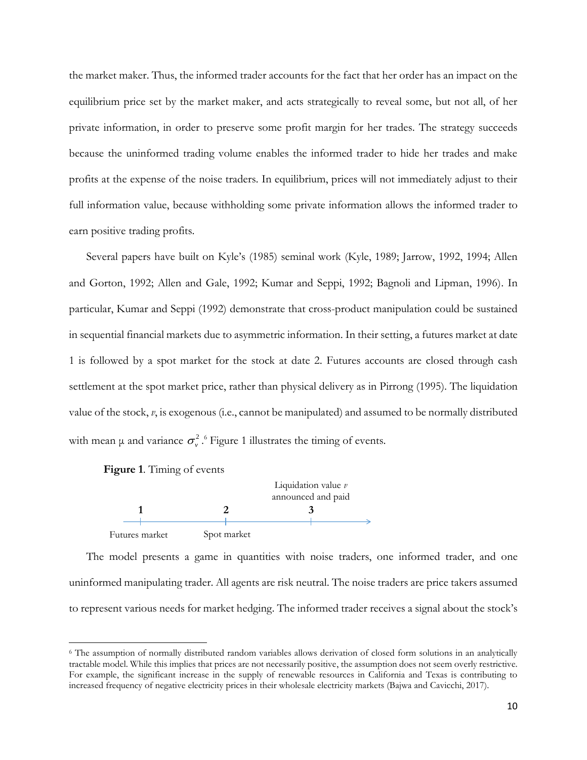the market maker. Thus, the informed trader accounts for the fact that her order has an impact on the equilibrium price set by the market maker, and acts strategically to reveal some, but not all, of her private information, in order to preserve some profit margin for her trades. The strategy succeeds because the uninformed trading volume enables the informed trader to hide her trades and make profits at the expense of the noise traders. In equilibrium, prices will not immediately adjust to their full information value, because withholding some private information allows the informed trader to earn positive trading profits.

Several papers have built on Kyle's (1985) seminal work (Kyle, 1989; Jarrow, 1992, 1994; Allen and Gorton, 1992; Allen and Gale, 1992; Kumar and Seppi, 1992; Bagnoli and Lipman, 1996). In particular, Kumar and Seppi (1992) demonstrate that cross-product manipulation could be sustained in sequential financial markets due to asymmetric information. In their setting, a futures market at date 1 is followed by a spot market for the stock at date 2. Futures accounts are closed through cash settlement at the spot market price, rather than physical delivery as in Pirrong (1995). The liquidation value of the stock, $v$, is exogenous (i.e., cannot be manipulated) and assumed to be normally distributed with mean μ and variance $\sigma_v^2$.[6] Figure 1 illustrates the timing of events.

**Figure 1**. Timing of events

| 1 | 2 | 3 |
|---|---|---|
| Futures market | Spot market | Liquidation value $v$ announced and paid |

The model presents a game in quantities with noise traders, one informed trader, and one uninformed manipulating trader. All agents are risk neutral. The noise traders are price takers assumed to represent various needs for market hedging. The informed trader receives a signal about the stock's

---

[6] The assumption of normally distributed random variables allows derivation of closed form solutions in an analytically tractable model. While this implies that prices are not necessarily positive, the assumption does not seem overly restrictive. For example, the significant increase in the supply of renewable resources in California and Texas is contributing to increased frequency of negative electricity prices in their wholesale electricity markets (Bajwa and Cavicchi, 2017).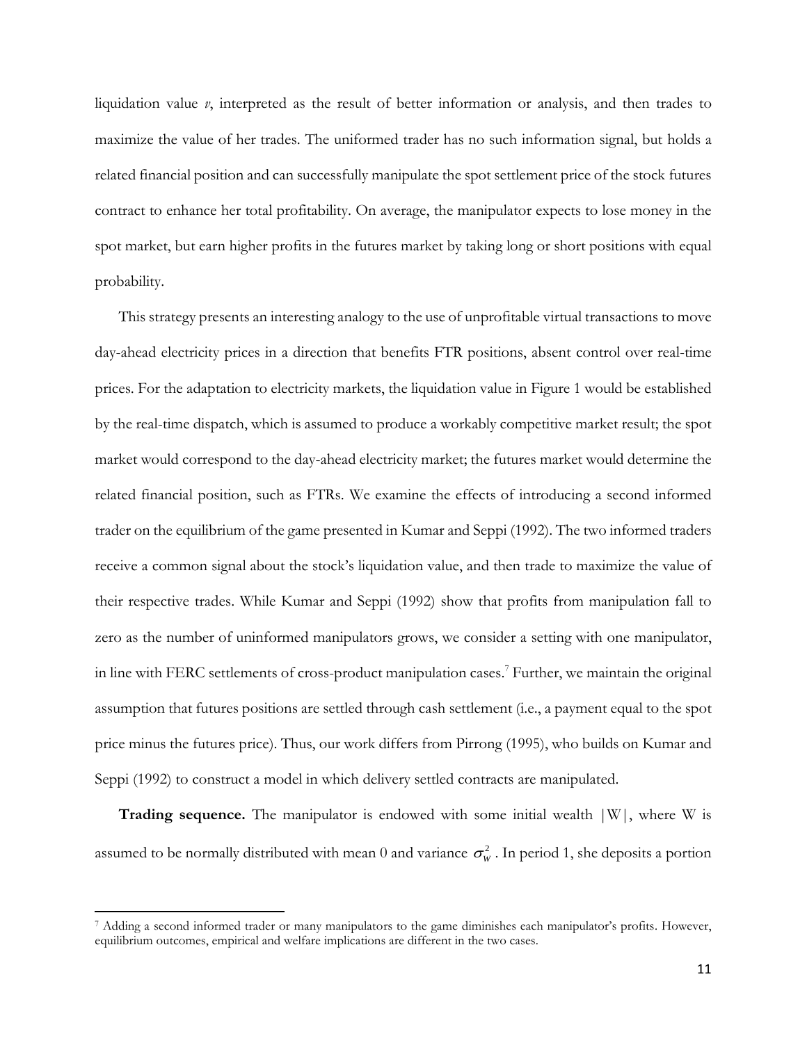liquidation value *v*, interpreted as the result of better information or analysis, and then trades to maximize the value of her trades. The uformed trader has no such information signal, but holds a related financial position and can successfully manipulate the spot settlement price of the stock futures contract to enhance her total profitability. On average, the manipulator expects to lose money in the spot market, but earn higher profits in the futures market by taking long or short positions with equal probability.

This strategy presents an interesting analogy to the use of unprofitable virtual transactions to move day-ahead electricity prices in a direction that benefits FTR positions, absent control over real-time prices. For the adaptation to electricity markets, the liquidation value in Figure 1 would be established by the real-time dispatch, which is assumed to produce a workably competitive market result; the spot market would correspond to the day-ahead electricity market; the futures market would determine the related financial position, such as FTRs. We examine the effects of introducing a second informed trader on the equilibrium of the game presented in Kumar and Seppi (1992). The two informed traders receive a common signal about the stock's liquidation value, and then trade to maximize the value of their respective trades. While Kumar and Seppi (1992) show that profits from manipulation fall to zero as the number of uninformed manipulators grows, we consider a setting with one manipulator, in line with FERC settlements of cross-product manipulation cases.[7] Further, we maintain the original assumption that futures positions are settled through cash settlement (i.e., a payment equal to the spot price minus the futures price). Thus, our work differs from Pirrong (1995), who builds on Kumar and Seppi (1992) to construct a model in which delivery settled contracts are manipulated.

**Trading sequence.** The manipulator is endowed with some initial wealth $|W|$, where W is assumed to be normally distributed with mean 0 and variance $\sigma_W^2$. In period 1, she deposits a portion

[7] Adding a second informed trader or many manipulators to the game diminishes each manipulator's profits. However, equilibrium outcomes, empirical and welfare implications are different in the two cases.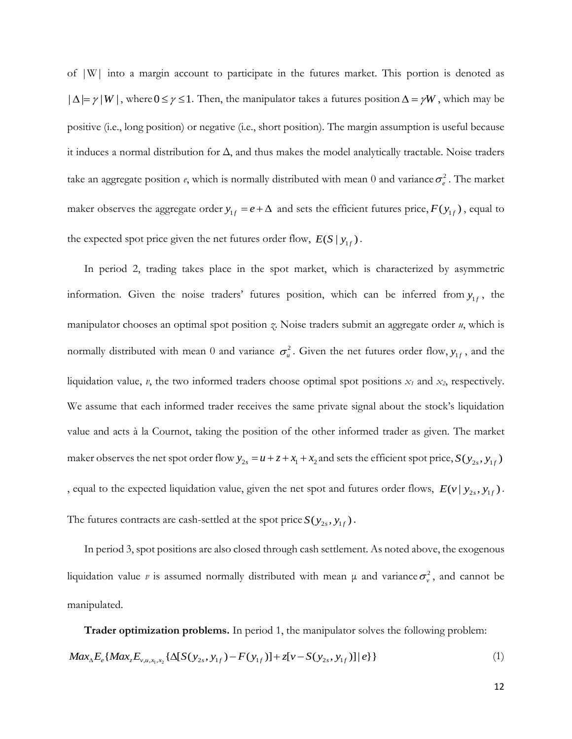of |W| into a margin account to participate in the futures market. This portion is denoted as $|\Delta| = \gamma |W|$, where $0 \le \gamma \le 1$. Then, the manipulator takes a futures position $\Delta = \gamma W$, which may be positive (i.e., long position) or negative (i.e., short position). The margin assumption is useful because it induces a normal distribution for Δ, and thus makes the model analytically tractable. Noise traders take an aggregate position *e*, which is normally distributed with mean 0 and variance $\sigma_e^2$. The market maker observes the aggregate order $y_{1f} = e + \Delta$ and sets the efficient futures price, $F(y_{1f})$, equal to the expected spot price given the net futures order flow, $E(S \mid y_{1f})$.

In period 2, trading takes place in the spot market, which is characterized by asymmetric information. Given the noise traders' futures position, which can be inferred from $y_{1f}$, the manipulator chooses an optimal spot position *z*. Noise traders submit an aggregate order *u*, which is normally distributed with mean 0 and variance $\sigma_u^2$. Given the net futures order flow, $y_{1f}$, and the liquidation value, *v*, the two informed traders choose optimal spot positions $x_1$ and $x_2$, respectively. We assume that each informed trader receives the same private signal about the stock's liquidation value and acts à la Cournot, taking the position of the other informed trader as given. The market maker observes the net spot order flow $y_{2s} = u + z + x_1 + x_2$ and sets the efficient spot price, $S(y_{2s}, y_{1f})$, equal to the expected liquidation value, given the net spot and futures order flows, $E(v \mid y_{2s}, y_{1f})$. The futures contracts are cash-settled at the spot price $S(y_{2s}, y_{1f})$.

In period 3, spot positions are also closed through cash settlement. As noted above, the exogenous liquidation value *v* is assumed normally distributed with mean μ and variance $\sigma_v^2$, and cannot be manipulated.

**Trader optimization problems.** In period 1, the manipulator solves the following problem:

$$Max_{\Delta} E_e \{ Max_z E_{v,u,x_1,x_2} \{ \Delta [S(y_{2s}, y_{1f}) - F(y_{1f})] + z[v - S(y_{2s}, y_{1f})] \mid e \} \} \tag{1}$$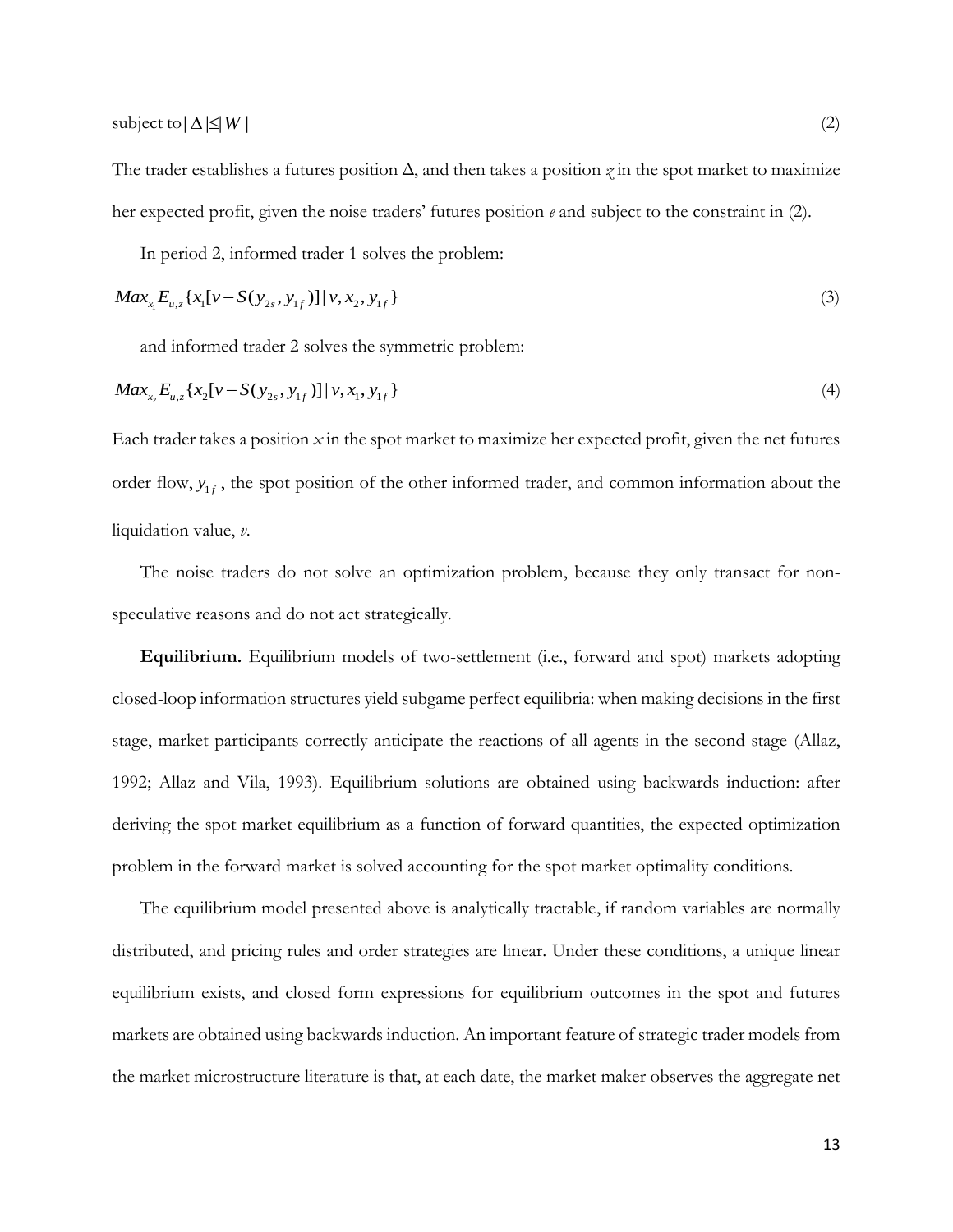$$\text{subject to} \, |\Delta| \leq |W| \tag{2}$$

The trader establishes a futures position $\Delta$, and then takes a position $z$ in the spot market to maximize her expected profit, given the noise traders' futures position $e$ and subject to the constraint in (2).

In period 2, informed trader 1 solves the problem:

$$Max_{x_1} E_{u,z}\{x_1[v - S(y_{2s}, y_{1f})] \,|\, v, x_2, y_{1f}\} \tag{3}$$

and informed trader 2 solves the symmetric problem:

$$Max_{x_2} E_{u,z}\{x_2[v - S(y_{2s}, y_{1f})] \,|\, v, x_1, y_{1f}\} \tag{4}$$

Each trader takes a position $x$ in the spot market to maximize her expected profit, given the net futures order flow, $y_{1f}$, the spot position of the other informed trader, and common information about the liquidation value, $v$.

The noise traders do not solve an optimization problem, because they only transact for non-speculative reasons and do not act strategically.

**Equilibrium.** Equilibrium models of two-settlement (i.e., forward and spot) markets adopting closed-loop information structures yield subgame perfect equilibria: when making decisions in the first stage, market participants correctly anticipate the reactions of all agents in the second stage (Allaz, 1992; Allaz and Vila, 1993). Equilibrium solutions are obtained using backwards induction: after deriving the spot market equilibrium as a function of forward quantities, the expected optimization problem in the forward market is solved accounting for the spot market optimality conditions.

The equilibrium model presented above is analytically tractable, if random variables are normally distributed, and pricing rules and order strategies are linear. Under these conditions, a unique linear equilibrium exists, and closed form expressions for equilibrium outcomes in the spot and futures markets are obtained using backwards induction. An important feature of strategic trader models from the market microstructure literature is that, at each date, the market maker observes the aggregate net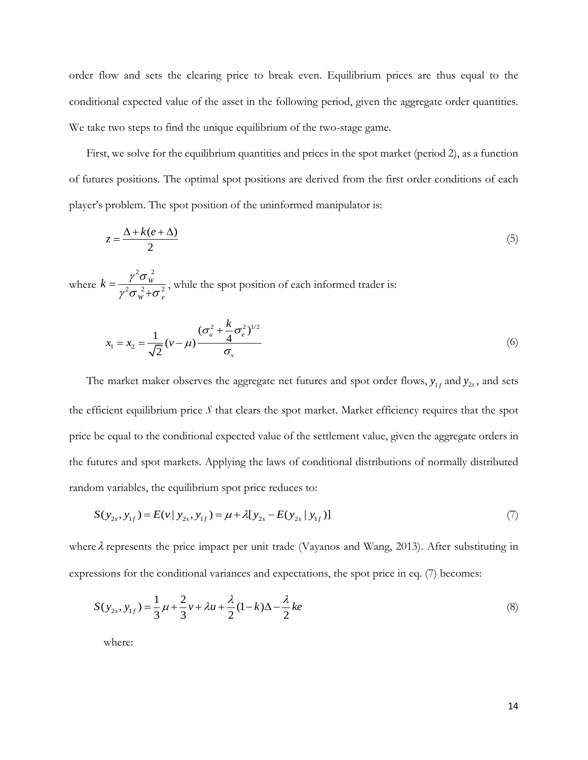order flow and sets the clearing price to break even. Equilibrium prices are thus equal to the conditional expected value of the asset in the following period, given the aggregate order quantities. We take two steps to find the unique equilibrium of the two-stage game.

First, we solve for the equilibrium quantities and prices in the spot market (period 2), as a function of futures positions. The optimal spot positions are derived from the first order conditions of each player's problem. The spot position of the uninformed manipulator is:

$$z = \frac{\Delta + k(e + \Delta)}{2} \tag{5}$$

where $k = \frac{\gamma^2 \sigma_W^2}{\gamma^2 \sigma_W^2 + \sigma_e^2}$, while the spot position of each informed trader is:

$$x_1 = x_2 = \frac{1}{\sqrt{2}}(v - \mu)\frac{(\sigma_u^2 + \frac{k}{4}\sigma_e^2)^{1/2}}{\sigma_v} \tag{6}$$

The market maker observes the aggregate net futures and spot order flows, $y_{1f}$ and $y_{2s}$, and sets the efficient equilibrium price $S$ that clears the spot market. Market efficiency requires that the spot price be equal to the conditional expected value of the settlement value, given the aggregate orders in the futures and spot markets. Applying the laws of conditional distributions of normally distributed random variables, the equilibrium spot price reduces to:

$$S(y_{2s}, y_{1f}) = E(v \mid y_{2s}, y_{1f}) = \mu + \lambda[y_{2s} - E(y_{2s} \mid y_{1f})] \tag{7}$$

where $\lambda$ represents the price impact per unit trade (Vayanos and Wang, 2013). After substituting in expressions for the conditional variances and expectations, the spot price in eq. (7) becomes:

$$S(y_{2s}, y_{1f}) = \frac{1}{3}\mu + \frac{2}{3}v + \lambda u + \frac{\lambda}{2}(1-k)\Delta - \frac{\lambda}{2}ke \tag{8}$$

where: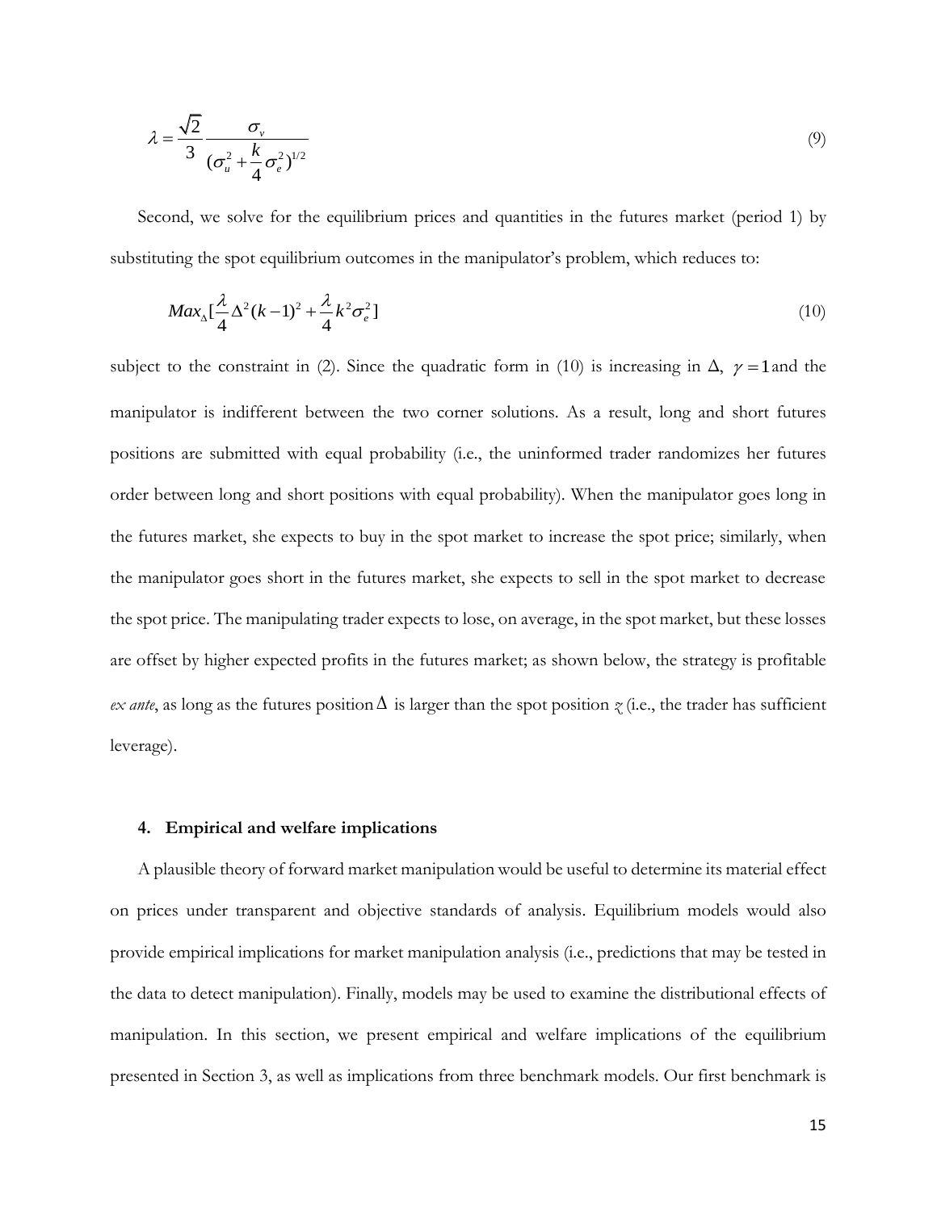$$\lambda = \frac{\sqrt{2}}{3} \frac{\sigma_v}{(\sigma_u^2 + \frac{k}{4}\sigma_e^2)^{1/2}} \tag{9}$$

Second, we solve for the equilibrium prices and quantities in the futures market (period 1) by substituting the spot equilibrium outcomes in the manipulator's problem, which reduces to:

$$Max_{\Delta}[\frac{\lambda}{4}\Delta^2(k-1)^2 + \frac{\lambda}{4}k^2\sigma_e^2] \tag{10}$$

subject to the constraint in (2). Since the quadratic form in (10) is increasing in $\Delta$, $\gamma = 1$ and the manipulator is indifferent between the two corner solutions. As a result, long and short futures positions are submitted with equal probability (i.e., the uninformed trader randomizes her futures order between long and short positions with equal probability). When the manipulator goes long in the futures market, she expects to buy in the spot market to increase the spot price; similarly, when the manipulator goes short in the futures market, she expects to sell in the spot market to decrease the spot price. The manipulating trader expects to lose, on average, in the spot market, but these losses are offset by higher expected profits in the futures market; as shown below, the strategy is profitable *ex ante*, as long as the futures position $\Delta$ is larger than the spot position $z$ (i.e., the trader has sufficient leverage).

### 4. Empirical and welfare implications

A plausible theory of forward market manipulation would be useful to determine its material effect on prices under transparent and objective standards of analysis. Equilibrium models would also provide empirical implications for market manipulation analysis (i.e., predictions that may be tested in the data to detect manipulation). Finally, models may be used to examine the distributional effects of manipulation. In this section, we present empirical and welfare implications of the equilibrium presented in Section 3, as well as implications from three benchmark models. Our first benchmark is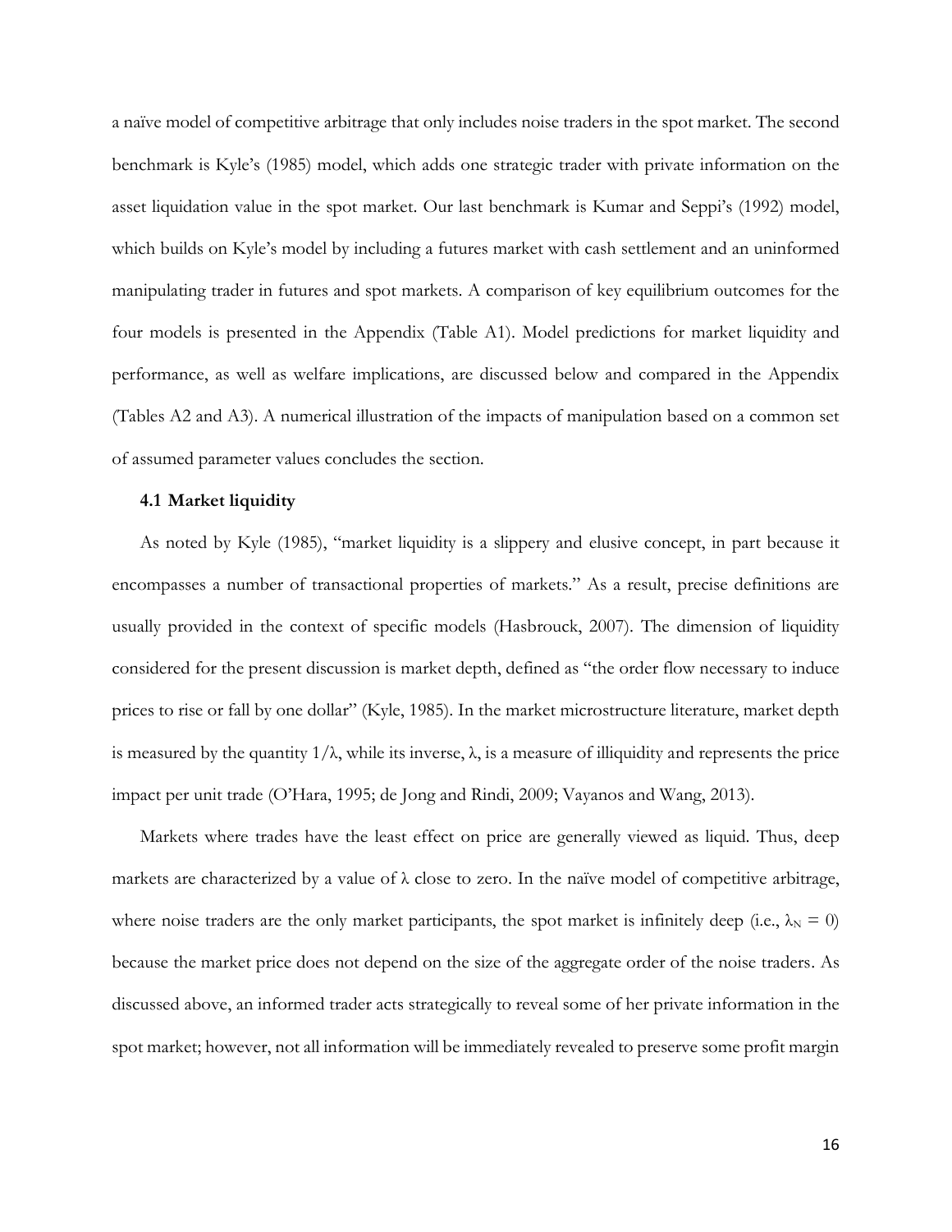a naïve model of competitive arbitrage that only includes noise traders in the spot market. The second benchmark is Kyle's (1985) model, which adds one strategic trader with private information on the asset liquidation value in the spot market. Our last benchmark is Kumar and Seppi's (1992) model, which builds on Kyle's model by including a futures market with cash settlement and an uninformed manipulating trader in futures and spot markets. A comparison of key equilibrium outcomes for the four models is presented in the Appendix (Table A1). Model predictions for market liquidity and performance, as well as welfare implications, are discussed below and compared in the Appendix (Tables A2 and A3). A numerical illustration of the impacts of manipulation based on a common set of assumed parameter values concludes the section.

### 4.1 Market liquidity

As noted by Kyle (1985), "market liquidity is a slippery and elusive concept, in part because it encompasses a number of transactional properties of markets." As a result, precise definitions are usually provided in the context of specific models (Hasbrouck, 2007). The dimension of liquidity considered for the present discussion is market depth, defined as "the order flow necessary to induce prices to rise or fall by one dollar" (Kyle, 1985). In the market microstructure literature, market depth is measured by the quantity $1/\lambda$, while its inverse, $\lambda$, is a measure of illiquidity and represents the price impact per unit trade (O'Hara, 1995; de Jong and Rindi, 2009; Vayanos and Wang, 2013).

Markets where trades have the least effect on price are generally viewed as liquid. Thus, deep markets are characterized by a value of $\lambda$ close to zero. In the naïve model of competitive arbitrage, where noise traders are the only market participants, the spot market is infinitely deep (i.e., $\lambda_N = 0$) because the market price does not depend on the size of the aggregate order of the noise traders. As discussed above, an informed trader acts strategically to reveal some of her private information in the spot market; however, not all information will be immediately revealed to preserve some profit margin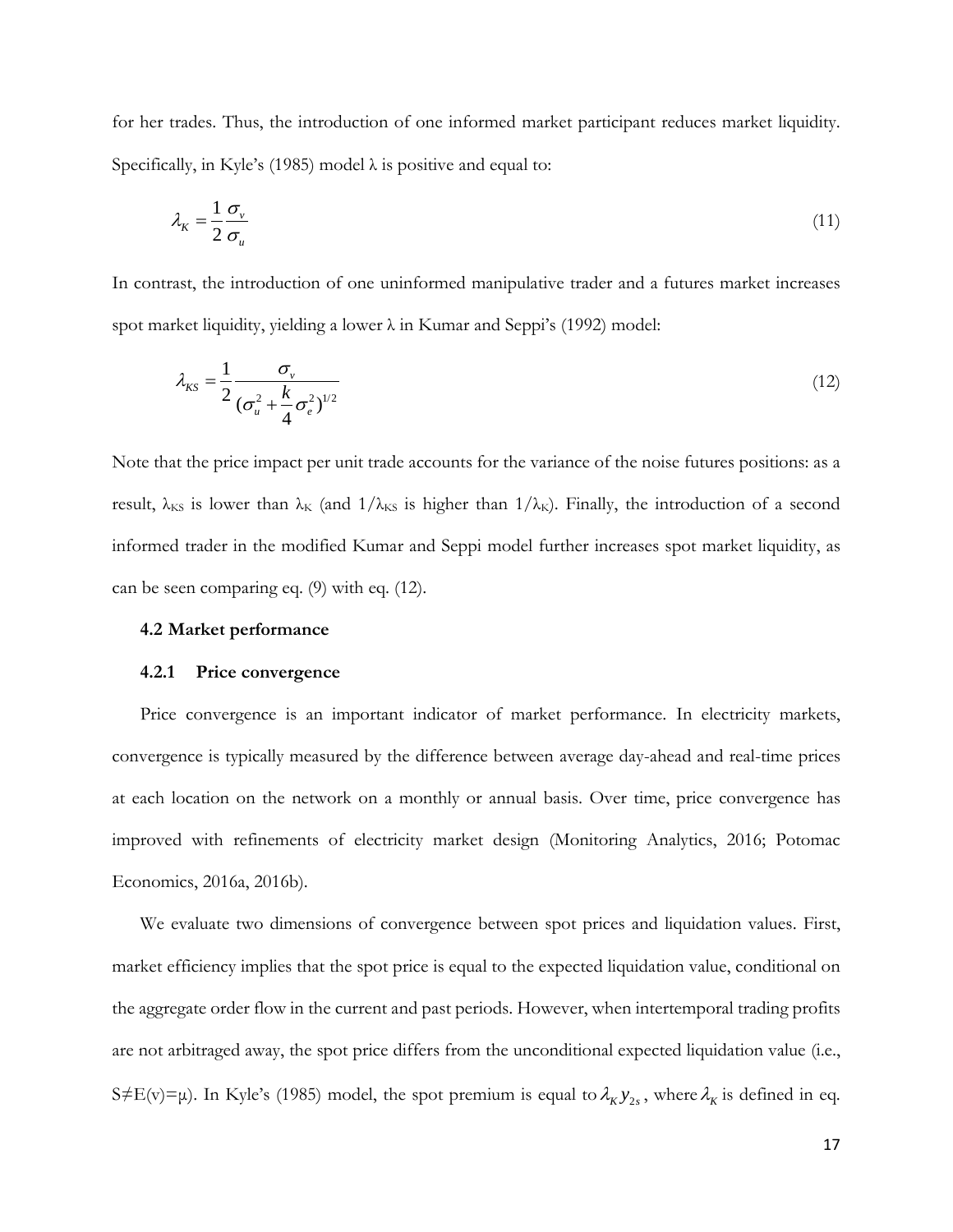for her trades. Thus, the introduction of one informed market participant reduces market liquidity. Specifically, in Kyle's (1985) model λ is positive and equal to:

$$\lambda_K = \frac{1}{2}\frac{\sigma_v}{\sigma_u} \tag{11}$$

In contrast, the introduction of one uninformed manipulative trader and a futures market increases spot market liquidity, yielding a lower λ in Kumar and Seppi's (1992) model:

$$\lambda_{KS} = \frac{1}{2}\frac{\sigma_v}{(\sigma_u^2 + \frac{k}{4}\sigma_e^2)^{1/2}} \tag{12}$$

Note that the price impact per unit trade accounts for the variance of the noise futures positions: as a result, $\lambda_{KS}$ is lower than $\lambda_K$ (and $1/\lambda_{KS}$ is higher than $1/\lambda_K$). Finally, the introduction of a second informed trader in the modified Kumar and Seppi model further increases spot market liquidity, as can be seen comparing eq. (9) with eq. (12).

### 4.2 Market performance

#### 4.2.1 Price convergence

Price convergence is an important indicator of market performance. In electricity markets, convergence is typically measured by the difference between average day-ahead and real-time prices at each location on the network on a monthly or annual basis. Over time, price convergence has improved with refinements of electricity market design (Monitoring Analytics, 2016; Potomac Economics, 2016a, 2016b).

We evaluate two dimensions of convergence between spot prices and liquidation values. First, market efficiency implies that the spot price is equal to the expected liquidation value, conditional on the aggregate order flow in the current and past periods. However, when intertemporal trading profits are not arbitraged away, the spot price differs from the unconditional expected liquidation value (i.e., $S \neq E(v) = \mu$). In Kyle's (1985) model, the spot premium is equal to $\lambda_K y_{2s}$, where $\lambda_K$ is defined in eq.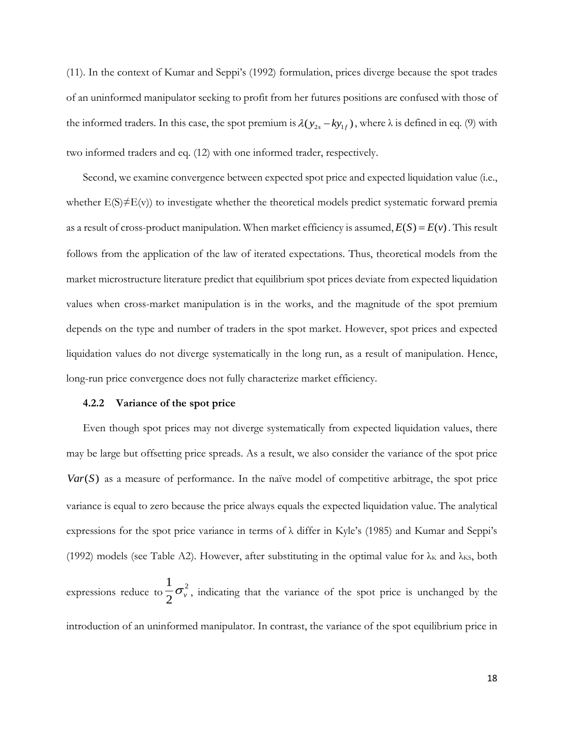(11). In the context of Kumar and Seppi's (1992) formulation, prices diverge because the spot trades of an uninformed manipulator seeking to profit from her futures positions are confused with those of the informed traders. In this case, the spot premium is $\lambda(y_{2s} - ky_{1f})$, where λ is defined in eq. (9) with two informed traders and eq. (12) with one informed trader, respectively.

Second, we examine convergence between expected spot price and expected liquidation value (i.e., whether E(S)≠E(v)) to investigate whether the theoretical models predict systematic forward premia as a result of cross-product manipulation. When market efficiency is assumed, $E(S) = E(v)$. This result follows from the application of the law of iterated expectations. Thus, theoretical models from the market microstructure literature predict that equilibrium spot prices deviate from expected liquidation values when cross-market manipulation is in the works, and the magnitude of the spot premium depends on the type and number of traders in the spot market. However, spot prices and expected liquidation values do not diverge systematically in the long run, as a result of manipulation. Hence, long-run price convergence does not fully characterize market efficiency.

### 4.2.2 Variance of the spot price

Even though spot prices may not diverge systematically from expected liquidation values, there may be large but offsetting price spreads. As a result, we also consider the variance of the spot price $Var(S)$ as a measure of performance. In the naïve model of competitive arbitrage, the spot price variance is equal to zero because the price always equals the expected liquidation value. The analytical expressions for the spot price variance in terms of λ differ in Kyle's (1985) and Kumar and Seppi's (1992) models (see Table A2). However, after substituting in the optimal value for $\lambda_K$ and $\lambda_{KS}$, both expressions reduce to $\frac{1}{2}\sigma_v^2$, indicating that the variance of the spot price is unchanged by the introduction of an uninformed manipulator. In contrast, the variance of the spot equilibrium price in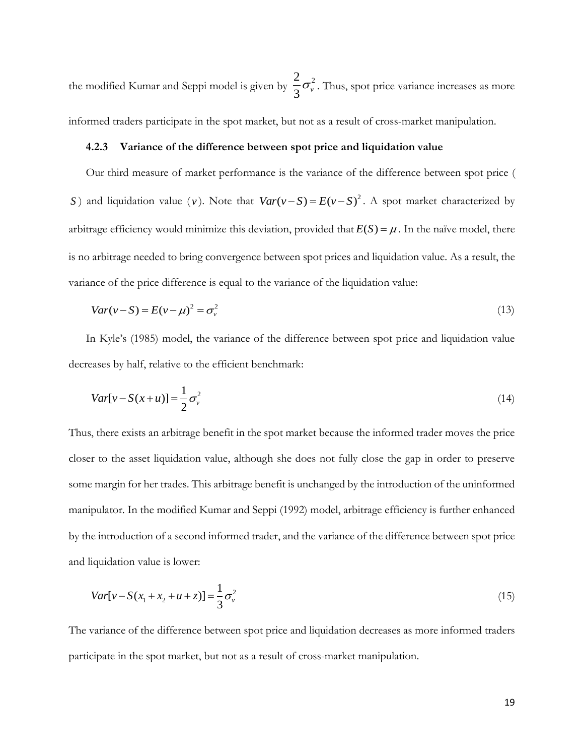the modified Kumar and Seppi model is given by $\frac{2}{3}\sigma_v^2$. Thus, spot price variance increases as more informed traders participate in the spot market, but not as a result of cross-market manipulation.

#### 4.2.3 Variance of the difference between spot price and liquidation value

Our third measure of market performance is the variance of the difference between spot price ($S$) and liquidation value ($v$). Note that $Var(v-S)=E(v-S)^2$. A spot market characterized by arbitrage efficiency would minimize this deviation, provided that $E(S)=\mu$. In the naïve model, there is no arbitrage needed to bring convergence between spot prices and liquidation value. As a result, the variance of the price difference is equal to the variance of the liquidation value:

$$Var(v-S)=E(v-\mu)^2=\sigma_v^2 \tag{13}$$

In Kyle's (1985) model, the variance of the difference between spot price and liquidation value decreases by half, relative to the efficient benchmark:

$$Var[v-S(x+u)]=\frac{1}{2}\sigma_v^2 \tag{14}$$

Thus, there exists an arbitrage benefit in the spot market because the informed trader moves the price closer to the asset liquidation value, although she does not fully close the gap in order to preserve some margin for her trades. This arbitrage benefit is unchanged by the introduction of the uninformed manipulator. In the modified Kumar and Seppi (1992) model, arbitrage efficiency is further enhanced by the introduction of a second informed trader, and the variance of the difference between spot price and liquidation value is lower:

$$Var[v-S(x_1+x_2+u+z)]=\frac{1}{3}\sigma_v^2 \tag{15}$$

The variance of the difference between spot price and liquidation decreases as more informed traders participate in the spot market, but not as a result of cross-market manipulation.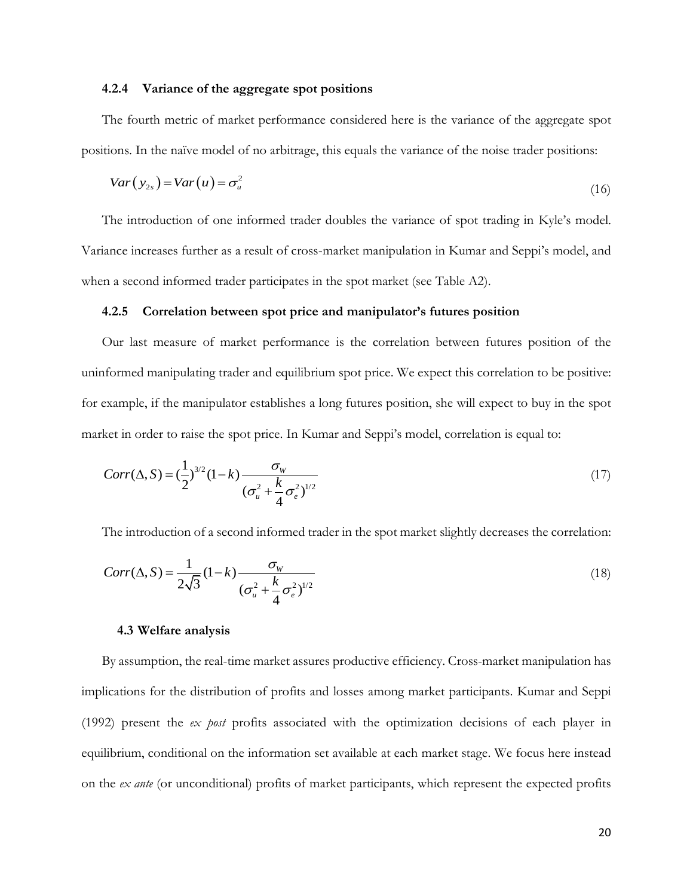#### 4.2.4 Variance of the aggregate spot positions

The fourth metric of market performance considered here is the variance of the aggregate spot positions. In the naïve model of no arbitrage, this equals the variance of the noise trader positions:

$$Var(y_{2s}) = Var(u) = \sigma_u^2 \tag{16}$$

The introduction of one informed trader doubles the variance of spot trading in Kyle's model. Variance increases further as a result of cross-market manipulation in Kumar and Seppi's model, and when a second informed trader participates in the spot market (see Table A2).

#### 4.2.5 Correlation between spot price and manipulator's futures position

Our last measure of market performance is the correlation between futures position of the uninformed manipulating trader and equilibrium spot price. We expect this correlation to be positive: for example, if the manipulator establishes a long futures position, she will expect to buy in the spot market in order to raise the spot price. In Kumar and Seppi's model, correlation is equal to:

$$Corr(\Delta, S) = (\frac{1}{2})^{3/2}(1-k)\frac{\sigma_W}{(\sigma_u^2 + \frac{k}{4}\sigma_e^2)^{1/2}} \tag{17}$$

The introduction of a second informed trader in the spot market slightly decreases the correlation:

$$Corr(\Delta, S) = \frac{1}{2\sqrt{3}}(1-k)\frac{\sigma_W}{(\sigma_u^2 + \frac{k}{4}\sigma_e^2)^{1/2}} \tag{18}$$

### 4.3 Welfare analysis

By assumption, the real-time market assures productive efficiency. Cross-market manipulation has implications for the distribution of profits and losses among market participants. Kumar and Seppi (1992) present the *ex post* profits associated with the optimization decisions of each player in equilibrium, conditional on the information set available at each market stage. We focus here instead on the *ex ante* (or unconditional) profits of market participants, which represent the expected profits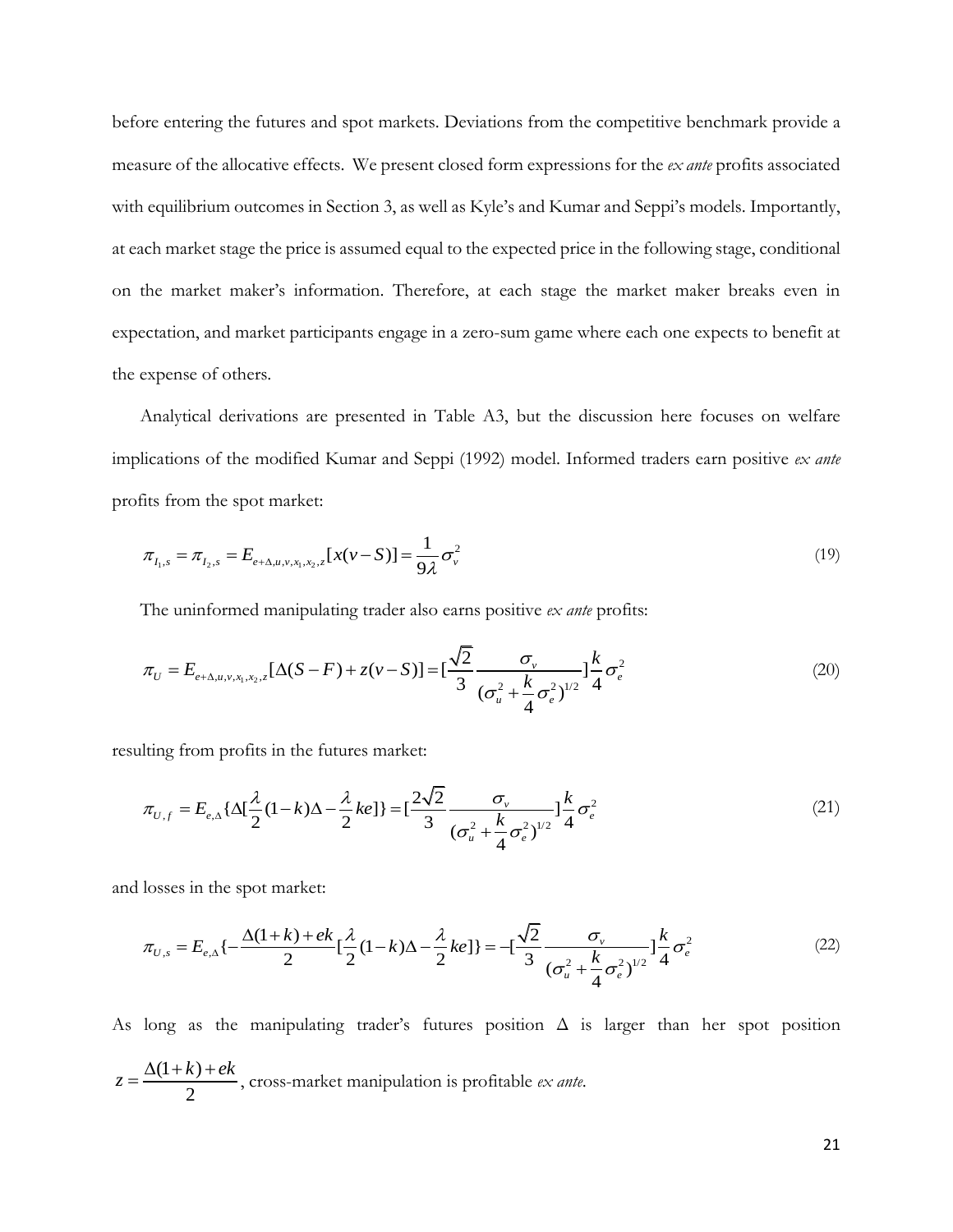before entering the futures and spot markets. Deviations from the competitive benchmark provide a measure of the allocative effects. We present closed form expressions for the *ex ante* profits associated with equilibrium outcomes in Section 3, as well as Kyle's and Kumar and Seppi's models. Importantly, at each market stage the price is assumed equal to the expected price in the following stage, conditional on the market maker's information. Therefore, at each stage the market maker breaks even in expectation, and market participants engage in a zero-sum game where each one expects to benefit at the expense of others.

Analytical derivations are presented in Table A3, but the discussion here focuses on welfare implications of the modified Kumar and Seppi (1992) model. Informed traders earn positive *ex ante* profits from the spot market:

$$\pi_{I_1,s} = \pi_{I_2,s} = E_{e+\Delta,u,v,x_1,x_2,z}[x(v-S)] = \frac{1}{9\lambda}\sigma_v^2 \tag{19}$$

The uninformed manipulating trader also earns positive *ex ante* profits:

$$\pi_U = E_{e+\Delta,u,v,x_1,x_2,z}[\Delta(S-F)+z(v-S)] = [\frac{\sqrt{2}}{3}\frac{\sigma_v}{(\sigma_u^2+\frac{k}{4}\sigma_e^2)^{1/2}}]\frac{k}{4}\sigma_e^2 \tag{20}$$

resulting from profits in the futures market:

$$\pi_{U,f} = E_{e,\Delta}\{\Delta[\frac{\lambda}{2}(1-k)\Delta - \frac{\lambda}{2}ke]\} = [\frac{2\sqrt{2}}{3}\frac{\sigma_v}{(\sigma_u^2+\frac{k}{4}\sigma_e^2)^{1/2}}]\frac{k}{4}\sigma_e^2 \tag{21}$$

and losses in the spot market:

$$\pi_{U,s} = E_{e,\Delta}\{-\frac{\Delta(1+k)+ek}{2}[\frac{\lambda}{2}(1-k)\Delta - \frac{\lambda}{2}ke]\} = -[\frac{\sqrt{2}}{3}\frac{\sigma_v}{(\sigma_u^2+\frac{k}{4}\sigma_e^2)^{1/2}}]\frac{k}{4}\sigma_e^2 \tag{22}$$

As long as the manipulating trader's futures position $\Delta$ is larger than her spot position $z = \frac{\Delta(1+k)+ek}{2}$, cross-market manipulation is profitable *ex ante*.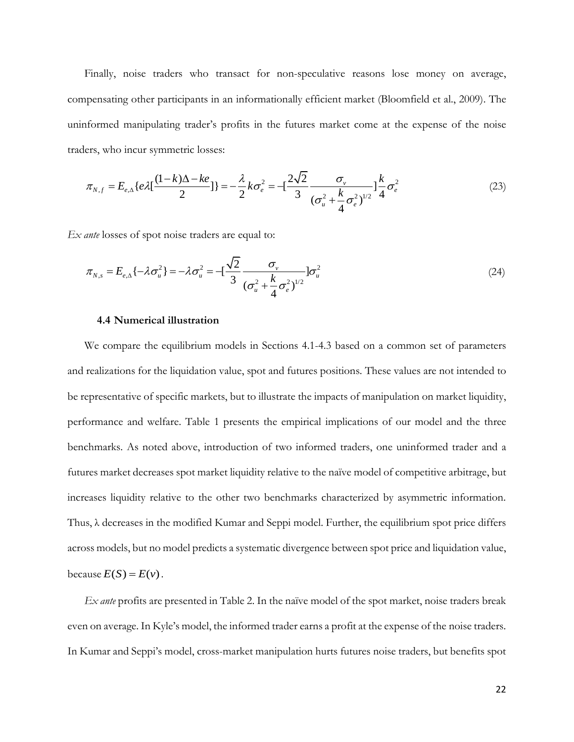Finally, noise traders who transact for non-speculative reasons lose money on average, compensating other participants in an informationally efficient market (Bloomfield et al., 2009). The uninformed manipulating trader's profits in the futures market come at the expense of the noise traders, who incur symmetric losses:

$$\pi_{N,f} = E_{e,\Delta}\{e\lambda[\frac{(1-k)\Delta - ke}{2}]\} = -\frac{\lambda}{2}k\sigma_e^2 = -[\frac{2\sqrt{2}}{3}\frac{\sigma_v}{(\sigma_u^2 + \frac{k}{4}\sigma_e^2)^{1/2}}]\frac{k}{4}\sigma_e^2 \tag{23}$$

*Ex ante* losses of spot noise traders are equal to:

$$\pi_{N,s} = E_{e,\Delta}\{-\lambda\sigma_u^2\} = -\lambda\sigma_u^2 = -[\frac{\sqrt{2}}{3}\frac{\sigma_v}{(\sigma_u^2 + \frac{k}{4}\sigma_e^2)^{1/2}}]\sigma_u^2 \tag{24}$$

### 4.4 Numerical illustration

We compare the equilibrium models in Sections 4.1-4.3 based on a common set of parameters and realizations for the liquidation value, spot and futures positions. These values are not intended to be representative of specific markets, but to illustrate the impacts of manipulation on market liquidity, performance and welfare. Table 1 presents the empirical implications of our model and the three benchmarks. As noted above, introduction of two informed traders, one uninformed trader and a futures market decreases spot market liquidity relative to the naïve model of competitive arbitrage, but increases liquidity relative to the other two benchmarks characterized by asymmetric information. Thus, λ decreases in the modified Kumar and Seppi model. Further, the equilibrium spot price differs across models, but no model predicts a systematic divergence between spot price and liquidation value, because $E(S) = E(v)$.

*Ex ante* profits are presented in Table 2. In the naïve model of the spot market, noise traders break even on average. In Kyle's model, the informed trader earns a profit at the expense of the noise traders. In Kumar and Seppi's model, cross-market manipulation hurts futures noise traders, but benefits spot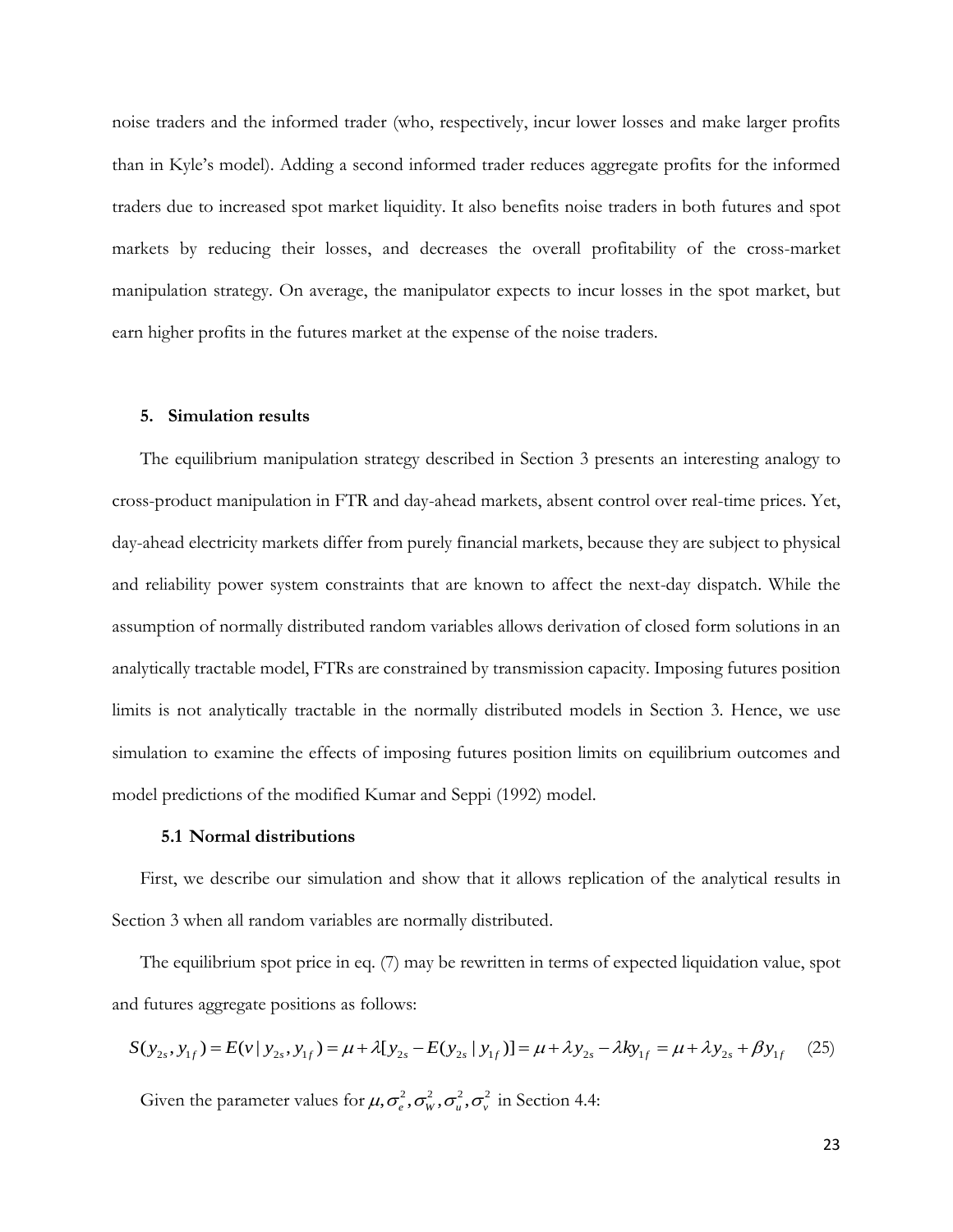noise traders and the informed trader (who, respectively, incur lower losses and make larger profits than in Kyle's model). Adding a second informed trader reduces aggregate profits for the informed traders due to increased spot market liquidity. It also benefits noise traders in both futures and spot markets by reducing their losses, and decreases the overall profitability of the cross-market manipulation strategy. On average, the manipulator expects to incur losses in the spot market, but earn higher profits in the futures market at the expense of the noise traders.

## 5. Simulation results

The equilibrium manipulation strategy described in Section 3 presents an interesting analogy to cross-product manipulation in FTR and day-ahead markets, absent control over real-time prices. Yet, day-ahead electricity markets differ from purely financial markets, because they are subject to physical and reliability power system constraints that are known to affect the next-day dispatch. While the assumption of normally distributed random variables allows derivation of closed form solutions in an analytically tractable model, FTRs are constrained by transmission capacity. Imposing futures position limits is not analytically tractable in the normally distributed models in Section 3. Hence, we use simulation to examine the effects of imposing futures position limits on equilibrium outcomes and model predictions of the modified Kumar and Seppi (1992) model.

### 5.1 Normal distributions

First, we describe our simulation and show that it allows replication of the analytical results in Section 3 when all random variables are normally distributed.

The equilibrium spot price in eq. (7) may be rewritten in terms of expected liquidation value, spot and futures aggregate positions as follows:

$$S(y_{2s}, y_{1f}) = E(v \mid y_{2s}, y_{1f}) = \mu + \lambda[y_{2s} - E(y_{2s} \mid y_{1f})] = \mu + \lambda y_{2s} - \lambda k y_{1f} = \mu + \lambda y_{2s} + \beta y_{1f} \quad (25)$$

Given the parameter values for $\mu, \sigma_e^2, \sigma_W^2, \sigma_u^2, \sigma_v^2$ in Section 4.4: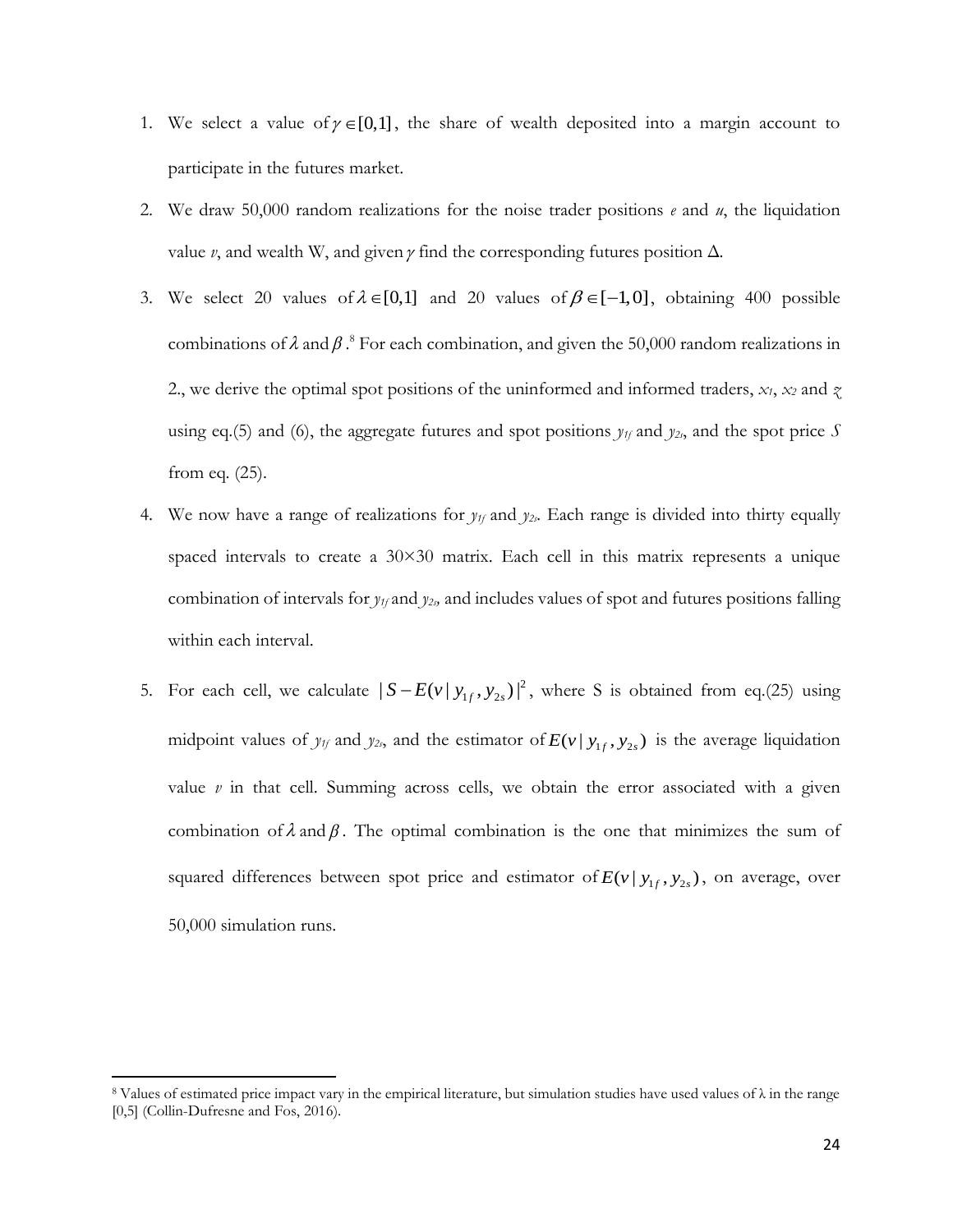1. We select a value of $\gamma \in [0,1]$, the share of wealth deposited into a margin account to participate in the futures market.
2. We draw 50,000 random realizations for the noise trader positions $e$ and $u$, the liquidation value $v$, and wealth W, and given $\gamma$ find the corresponding futures position $\Delta$.
3. We select 20 values of $\lambda \in [0,1]$ and 20 values of $\beta \in [-1,0]$, obtaining 400 possible combinations of $\lambda$ and $\beta$.[8] For each combination, and given the 50,000 random realizations in 2., we derive the optimal spot positions of the uninformed and informed traders, $x_1$, $x_2$ and $z$ using eq.(5) and (6), the aggregate futures and spot positions $y_{1f}$ and $y_{2s}$, and the spot price $S$ from eq. (25).
4. We now have a range of realizations for $y_{1f}$ and $y_{2s}$. Each range is divided into thirty equally spaced intervals to create a 30×30 matrix. Each cell in this matrix represents a unique combination of intervals for $y_{1f}$ and $y_{2s}$, and includes values of spot and futures positions falling within each interval.
5. For each cell, we calculate $|S - E(v \mid y_{1f}, y_{2s})|^2$, where S is obtained from eq.(25) using midpoint values of $y_{1f}$ and $y_{2s}$, and the estimator of $E(v \mid y_{1f}, y_{2s})$ is the average liquidation value $v$ in that cell. Summing across cells, we obtain the error associated with a given combination of $\lambda$ and $\beta$. The optimal combination is the one that minimizes the sum of squared differences between spot price and estimator of $E(v \mid y_{1f}, y_{2s})$, on average, over 50,000 simulation runs.

[8] Values of estimated price impact vary in the empirical literature, but simulation studies have used values of λ in the range [0,5] (Collin-Dufresne and Fos, 2016).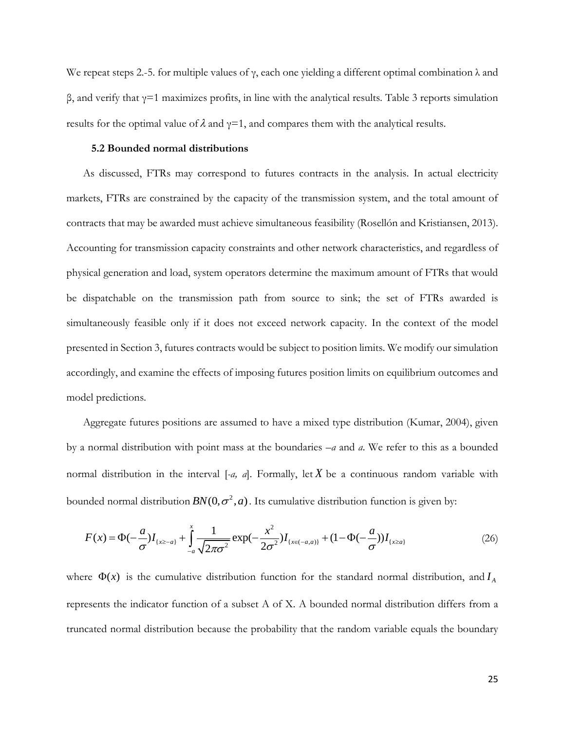We repeat steps 2.-5. for multiple values of γ, each one yielding a different optimal combination λ and β, and verify that γ=1 maximizes profits, in line with the analytical results. Table 3 reports simulation results for the optimal value of $\lambda$ and γ=1, and compares them with the analytical results.

### 5.2 Bounded normal distributions

As discussed, FTRs may correspond to futures contracts in the analysis. In actual electricity markets, FTRs are constrained by the capacity of the transmission system, and the total amount of contracts that may be awarded must achieve simultaneous feasibility (Rosellón and Kristiansen, 2013). Accounting for transmission capacity constraints and other network characteristics, and regardless of physical generation and load, system operators determine the maximum amount of FTRs that would be dispatchable on the transmission path from source to sink; the set of FTRs awarded is simultaneously feasible only if it does not exceed network capacity. In the context of the model presented in Section 3, futures contracts would be subject to position limits. We modify our simulation accordingly, and examine the effects of imposing futures position limits on equilibrium outcomes and model predictions.

Aggregate futures positions are assumed to have a mixed type distribution (Kumar, 2004), given by a normal distribution with point mass at the boundaries *–a* and *a*. We refer to this as a bounded normal distribution in the interval [*-a, a*]. Formally, let $X$ be a continuous random variable with bounded normal distribution $BN(0,\sigma^2,a)$. Its cumulative distribution function is given by:

$$F(x) = \Phi(-\frac{a}{\sigma})I_{\{x\geq -a\}} + \int_{-a}^{x} \frac{1}{\sqrt{2\pi\sigma^2}} \exp(-\frac{x^2}{2\sigma^2}) I_{\{x\in(-a,a)\}} + (1-\Phi(-\frac{a}{\sigma}))I_{\{x\geq a\}} \tag{26}$$

where $\Phi(x)$ is the cumulative distribution function for the standard normal distribution, and $I_A$ represents the indicator function of a subset A of X. A bounded normal distribution differs from a truncated normal distribution because the probability that the random variable equals the boundary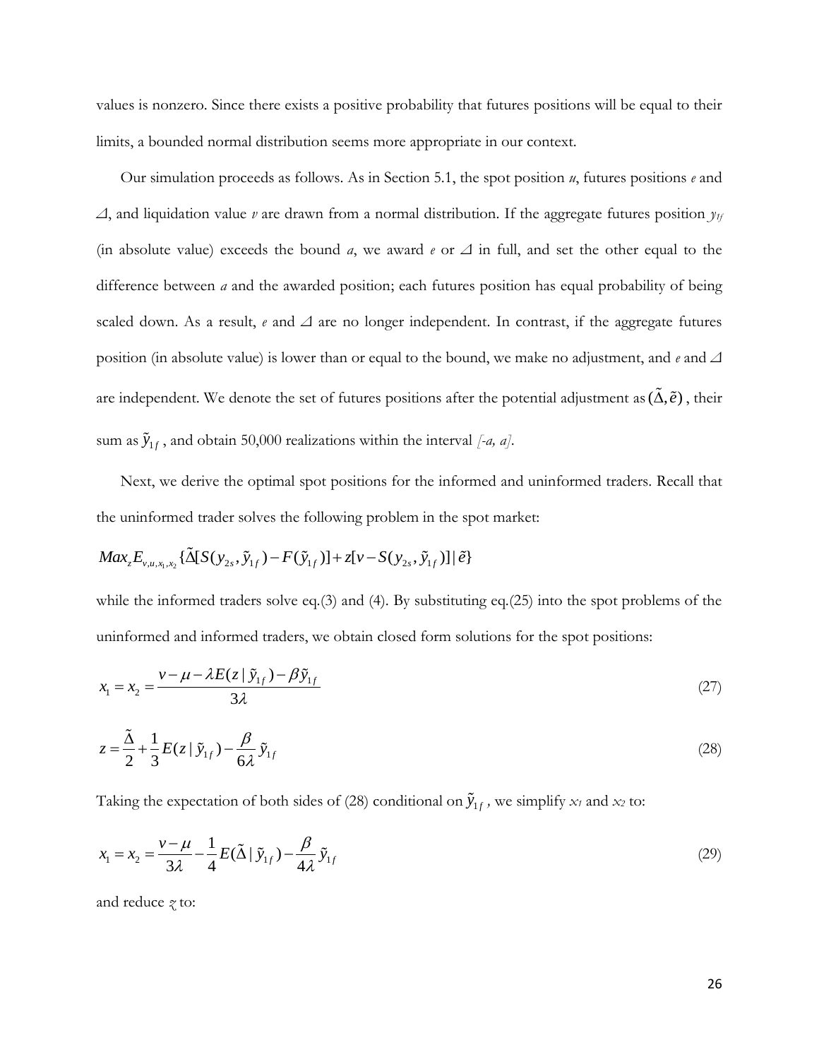values is nonzero. Since there exists a positive probability that futures positions will be equal to their limits, a bounded normal distribution seems more appropriate in our context.

Our simulation proceeds as follows. As in Section 5.1, the spot position $u$, futures positions $e$ and $\Delta$, and liquidation value $v$ are drawn from a normal distribution. If the aggregate futures position $y_{1f}$ (in absolute value) exceeds the bound $a$, we award $e$ or $\Delta$ in full, and set the other equal to the difference between $a$ and the awarded position; each futures position has equal probability of being scaled down. As a result, $e$ and $\Delta$ are no longer independent. In contrast, if the aggregate futures position (in absolute value) is lower than or equal to the bound, we make no adjustment, and $e$ and $\Delta$ are independent. We denote the set of futures positions after the potential adjustment as $(\tilde{\Delta}, \tilde{e})$, their sum as $\tilde{y}_{1f}$, and obtain 50,000 realizations within the interval $[-a, a]$.

Next, we derive the optimal spot positions for the informed and uninformed traders. Recall that the uninformed trader solves the following problem in the spot market:

$$Max_z E_{v,u,x_1,x_2}\{\tilde{\Delta}[S(y_{2s}, \tilde{y}_{1f}) - F(\tilde{y}_{1f})] + z[v - S(y_{2s}, \tilde{y}_{1f})] \mid \tilde{e}\}$$

while the informed traders solve eq.(3) and (4). By substituting eq.(25) into the spot problems of the uninformed and informed traders, we obtain closed form solutions for the spot positions:

$$x_1 = x_2 = \frac{v - \mu - \lambda E(z \mid \tilde{y}_{1f}) - \beta \tilde{y}_{1f}}{3\lambda} \tag{27}$$

$$z = \frac{\tilde{\Delta}}{2} + \frac{1}{3} E(z \mid \tilde{y}_{1f}) - \frac{\beta}{6\lambda} \tilde{y}_{1f} \tag{28}$$

Taking the expectation of both sides of (28) conditional on $\tilde{y}_{1f}$, we simplify $x_1$ and $x_2$ to:

$$x_1 = x_2 = \frac{v - \mu}{3\lambda} - \frac{1}{4} E(\tilde{\Delta} \mid \tilde{y}_{1f}) - \frac{\beta}{4\lambda} \tilde{y}_{1f} \tag{29}$$

and reduce $z$ to: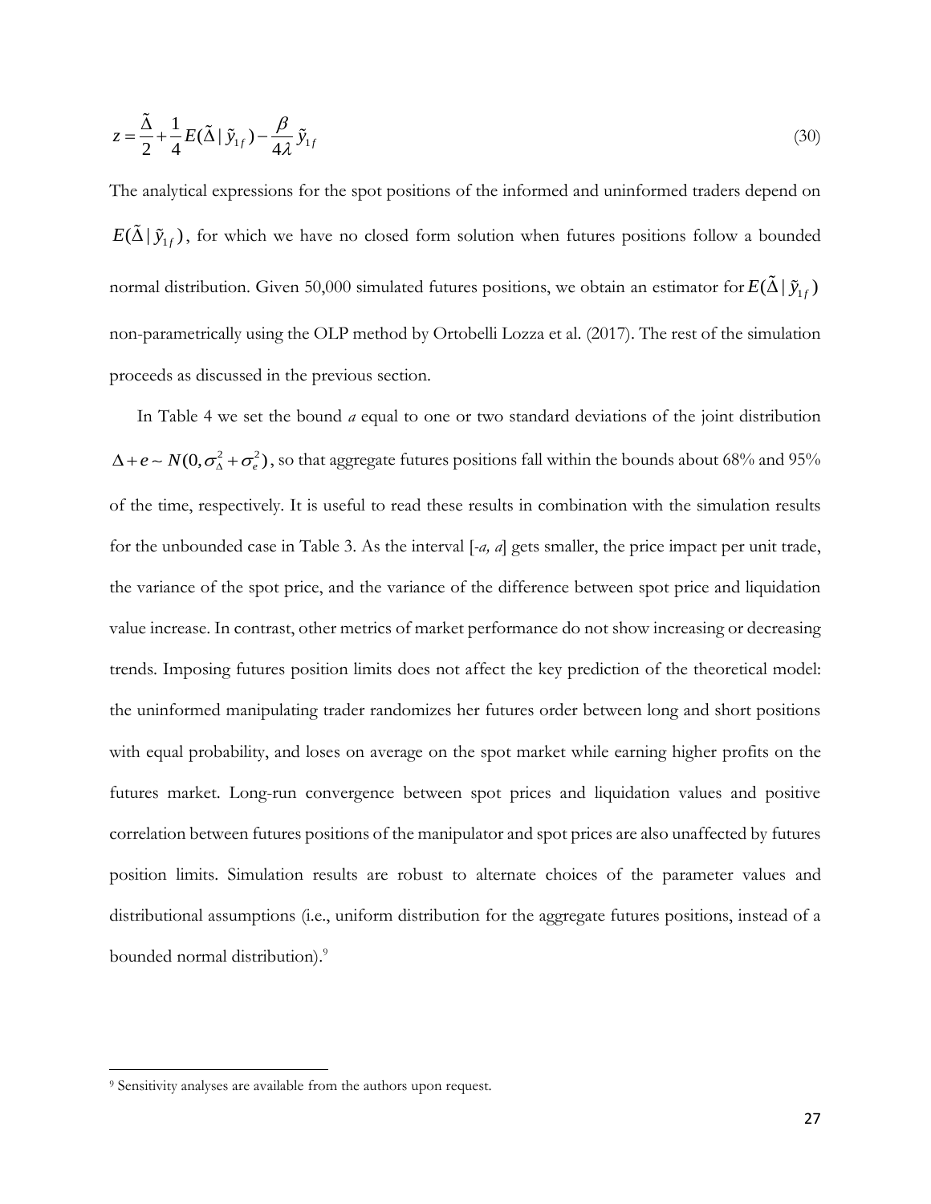$$z = \frac{\tilde{\Delta}}{2} + \frac{1}{4}E(\tilde{\Delta} \mid \tilde{y}_{1f}) - \frac{\beta}{4\lambda}\tilde{y}_{1f} \tag{30}$$

The analytical expressions for the spot positions of the informed and uninformed traders depend on $E(\tilde{\Delta} \mid \tilde{y}_{1f})$, for which we have no closed form solution when futures positions follow a bounded normal distribution. Given 50,000 simulated futures positions, we obtain an estimator for $E(\tilde{\Delta} \mid \tilde{y}_{1f})$ non-parametrically using the OLP method by Ortobelli Lozza et al. (2017). The rest of the simulation proceeds as discussed in the previous section.

In Table 4 we set the bound *a* equal to one or two standard deviations of the joint distribution $\Delta + e \sim N(0, \sigma_\Delta^2 + \sigma_e^2)$, so that aggregate futures positions fall within the bounds about 68% and 95% of the time, respectively. It is useful to read these results in combination with the simulation results for the unbounded case in Table 3. As the interval [*-a, a*] gets smaller, the price impact per unit trade, the variance of the spot price, and the variance of the difference between spot price and liquidation value increase. In contrast, other metrics of market performance do not show increasing or decreasing trends. Imposing futures position limits does not affect the key prediction of the theoretical model: the uninformed manipulating trader randomizes her futures order between long and short positions with equal probability, and loses on average on the spot market while earning higher profits on the futures market. Long-run convergence between spot prices and liquidation values and positive correlation between futures positions of the manipulator and spot prices are also unaffected by futures position limits. Simulation results are robust to alternate choices of the parameter values and distributional assumptions (i.e., uniform distribution for the aggregate futures positions, instead of a bounded normal distribution).[9]

[9] Sensitivity analyses are available from the authors upon request.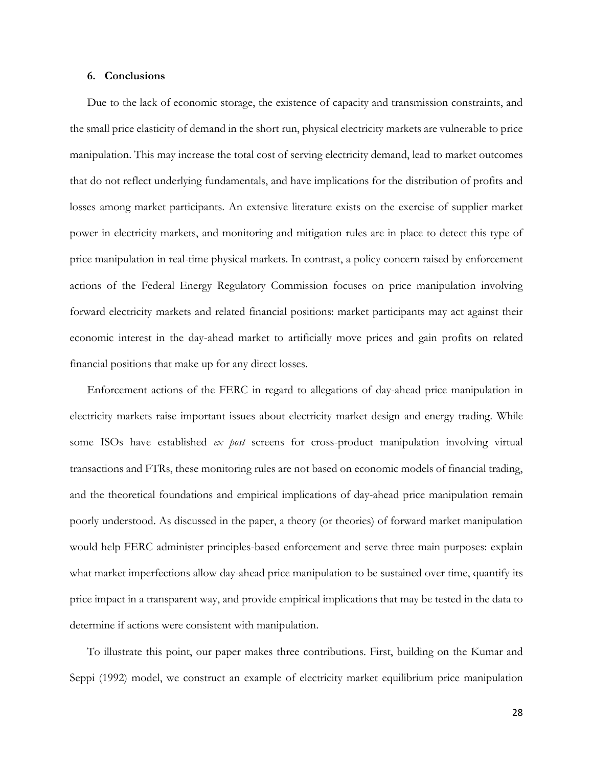## 6. Conclusions

Due to the lack of economic storage, the existence of capacity and transmission constraints, and the small price elasticity of demand in the short run, physical electricity markets are vulnerable to price manipulation. This may increase the total cost of serving electricity demand, lead to market outcomes that do not reflect underlying fundamentals, and have implications for the distribution of profits and losses among market participants. An extensive literature exists on the exercise of supplier market power in electricity markets, and monitoring and mitigation rules are in place to detect this type of price manipulation in real-time physical markets. In contrast, a policy concern raised by enforcement actions of the Federal Energy Regulatory Commission focuses on price manipulation involving forward electricity markets and related financial positions: market participants may act against their economic interest in the day-ahead market to artificially move prices and gain profits on related financial positions that make up for any direct losses.

Enforcement actions of the FERC in regard to allegations of day-ahead price manipulation in electricity markets raise important issues about electricity market design and energy trading. While some ISOs have established *ex post* screens for cross-product manipulation involving virtual transactions and FTRs, these monitoring rules are not based on economic models of financial trading, and the theoretical foundations and empirical implications of day-ahead price manipulation remain poorly understood. As discussed in the paper, a theory (or theories) of forward market manipulation would help FERC administer principles-based enforcement and serve three main purposes: explain what market imperfections allow day-ahead price manipulation to be sustained over time, quantify its price impact in a transparent way, and provide empirical implications that may be tested in the data to determine if actions were consistent with manipulation.

To illustrate this point, our paper makes three contributions. First, building on the Kumar and Seppi (1992) model, we construct an example of electricity market equilibrium price manipulation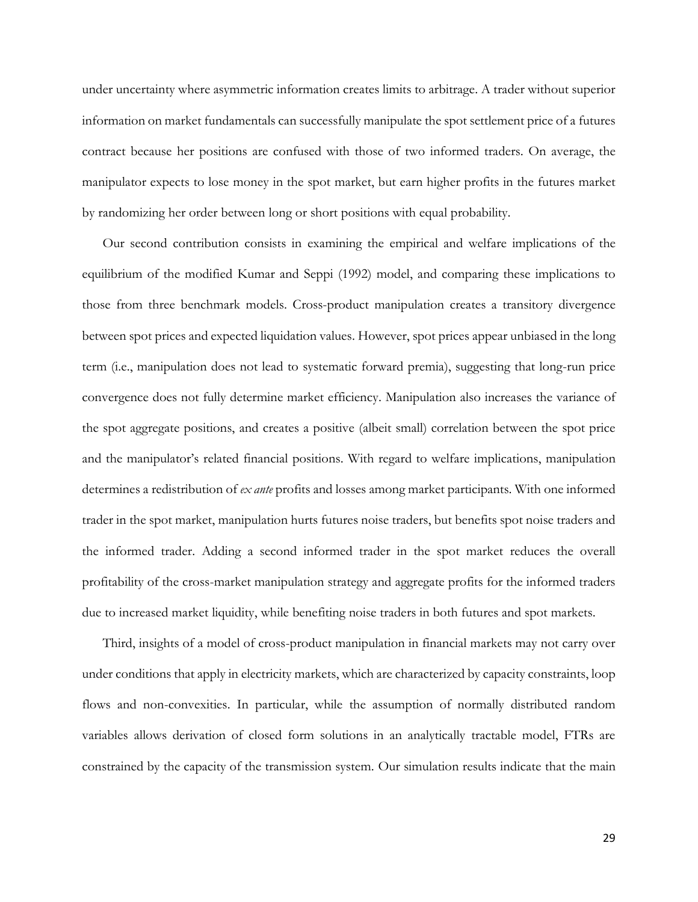under uncertainty where asymmetric information creates limits to arbitrage. A trader without superior information on market fundamentals can successfully manipulate the spot settlement price of a futures contract because her positions are confused with those of two informed traders. On average, the manipulator expects to lose money in the spot market, but earn higher profits in the futures market by randomizing her order between long or short positions with equal probability.

Our second contribution consists in examining the empirical and welfare implications of the equilibrium of the modified Kumar and Seppi (1992) model, and comparing these implications to those from three benchmark models. Cross-product manipulation creates a transitory divergence between spot prices and expected liquidation values. However, spot prices appear unbiased in the long term (i.e., manipulation does not lead to systematic forward premia), suggesting that long-run price convergence does not fully determine market efficiency. Manipulation also increases the variance of the spot aggregate positions, and creates a positive (albeit small) correlation between the spot price and the manipulator's related financial positions. With regard to welfare implications, manipulation determines a redistribution of *ex ante* profits and losses among market participants. With one informed trader in the spot market, manipulation hurts futures noise traders, but benefits spot noise traders and the informed trader. Adding a second informed trader in the spot market reduces the overall profitability of the cross-market manipulation strategy and aggregate profits for the informed traders due to increased market liquidity, while benefiting noise traders in both futures and spot markets.

Third, insights of a model of cross-product manipulation in financial markets may not carry over under conditions that apply in electricity markets, which are characterized by capacity constraints, loop flows and non-convexities. In particular, while the assumption of normally distributed random variables allows derivation of closed form solutions in an analytically tractable model, FTRs are constrained by the capacity of the transmission system. Our simulation results indicate that the main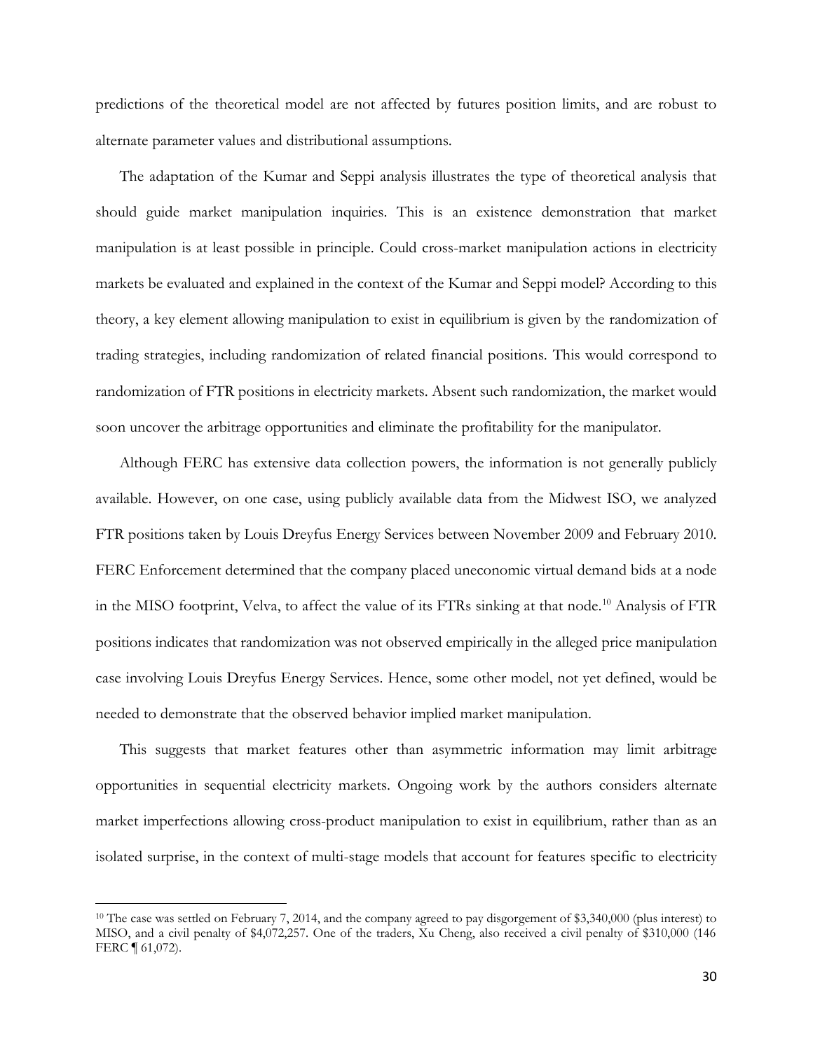predictions of the theoretical model are not affected by futures position limits, and are robust to alternate parameter values and distributional assumptions.

The adaptation of the Kumar and Seppi analysis illustrates the type of theoretical analysis that should guide market manipulation inquiries. This is an existence demonstration that market manipulation is at least possible in principle. Could cross-market manipulation actions in electricity markets be evaluated and explained in the context of the Kumar and Seppi model? According to this theory, a key element allowing manipulation to exist in equilibrium is given by the randomization of trading strategies, including randomization of related financial positions. This would correspond to randomization of FTR positions in electricity markets. Absent such randomization, the market would soon uncover the arbitrage opportunities and eliminate the profitability for the manipulator.

Although FERC has extensive data collection powers, the information is not generally publicly available. However, on one case, using publicly available data from the Midwest ISO, we analyzed FTR positions taken by Louis Dreyfus Energy Services between November 2009 and February 2010. FERC Enforcement determined that the company placed uneconomic virtual demand bids at a node in the MISO footprint, Velva, to affect the value of its FTRs sinking at that node.[10] Analysis of FTR positions indicates that randomization was not observed empirically in the alleged price manipulation case involving Louis Dreyfus Energy Services. Hence, some other model, not yet defined, would be needed to demonstrate that the observed behavior implied market manipulation.

This suggests that market features other than asymmetric information may limit arbitrage opportunities in sequential electricity markets. Ongoing work by the authors considers alternate market imperfections allowing cross-product manipulation to exist in equilibrium, rather than as an isolated surprise, in the context of multi-stage models that account for features specific to electricity

[10] The case was settled on February 7, 2014, and the company agreed to pay disgorgement of $3,340,000 (plus interest) to MISO, and a civil penalty of $4,072,257. One of the traders, Xu Cheng, also received a civil penalty of $310,000 (146 FERC ¶ 61,072).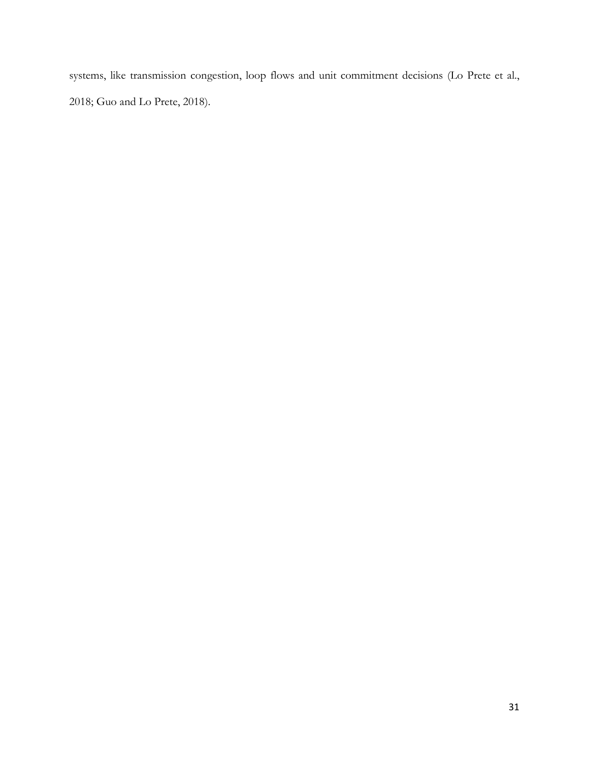systems, like transmission congestion, loop flows and unit commitment decisions (Lo Prete et al., 2018; Guo and Lo Prete, 2018).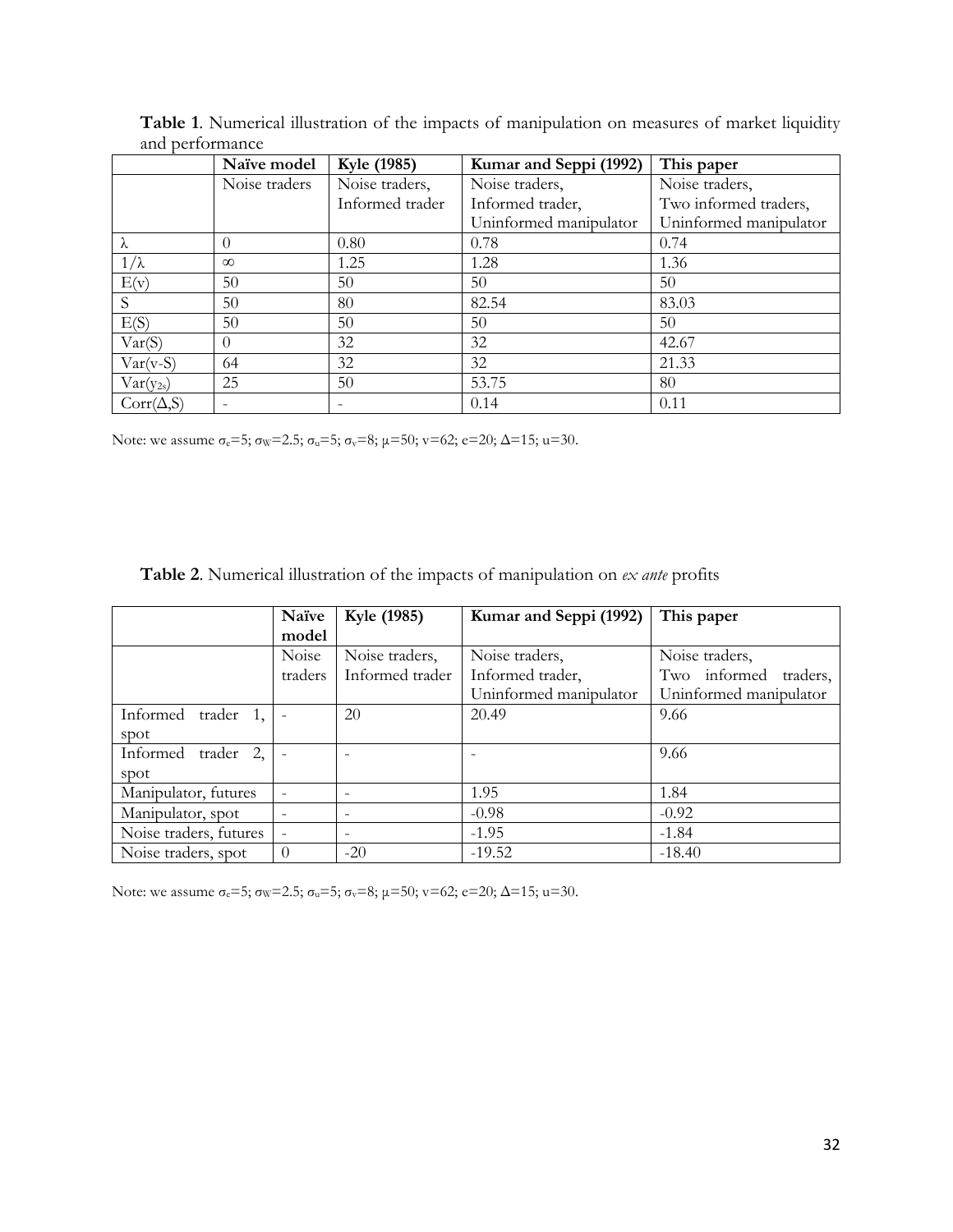**Table 1**. Numerical illustration of the impacts of manipulation on measures of market liquidity and performance

| | Naïve model | Kyle (1985) | Kumar and Seppi (1992) | This paper |
|---|---|---|---|---|
| | Noise traders | Noise traders, Informed trader | Noise traders, Informed trader, Uninformed manipulator | Noise traders, Two informed traders, Uninformed manipulator |
| $\lambda$ | 0 | 0.80 | 0.78 | 0.74 |
| $1/\lambda$ | $\infty$ | 1.25 | 1.28 | 1.36 |
| $E(v)$ | 50 | 50 | 50 | 50 |
| S | 50 | 80 | 82.54 | 83.03 |
| $E(S)$ | 50 | 50 | 50 | 50 |
| $Var(S)$ | 0 | 32 | 32 | 42.67 |
| $Var(v\text{-}S)$ | 64 | 32 | 32 | 21.33 |
| $Var(y_{2s})$ | 25 | 50 | 53.75 | 80 |
| $Corr(\Delta,S)$ | - | - | 0.14 | 0.11 |

Note: we assume $\sigma_e$=5; $\sigma_W$=2.5; $\sigma_u$=5; $\sigma_v$=8; $\mu$=50; v=62; e=20; $\Delta$=15; u=30.

**Table 2**. Numerical illustration of the impacts of manipulation on *ex ante* profits

| | Naïve model | Kyle (1985) | Kumar and Seppi (1992) | This paper |
|---|---|---|---|---|
| | Noise traders | Noise traders, Informed trader | Noise traders, Informed trader, Uninformed manipulator | Noise traders, Two informed traders, Uninformed manipulator |
| Informed trader 1, spot | - | 20 | 20.49 | 9.66 |
| Informed trader 2, spot | - | - | - | 9.66 |
| Manipulator, futures | - | - | 1.95 | 1.84 |
| Manipulator, spot | - | - | -0.98 | -0.92 |
| Noise traders, futures | - | - | -1.95 | -1.84 |
| Noise traders, spot | 0 | -20 | -19.52 | -18.40 |

Note: we assume $\sigma_e$=5; $\sigma_W$=2.5; $\sigma_u$=5; $\sigma_v$=8; $\mu$=50; v=62; e=20; $\Delta$=15; u=30.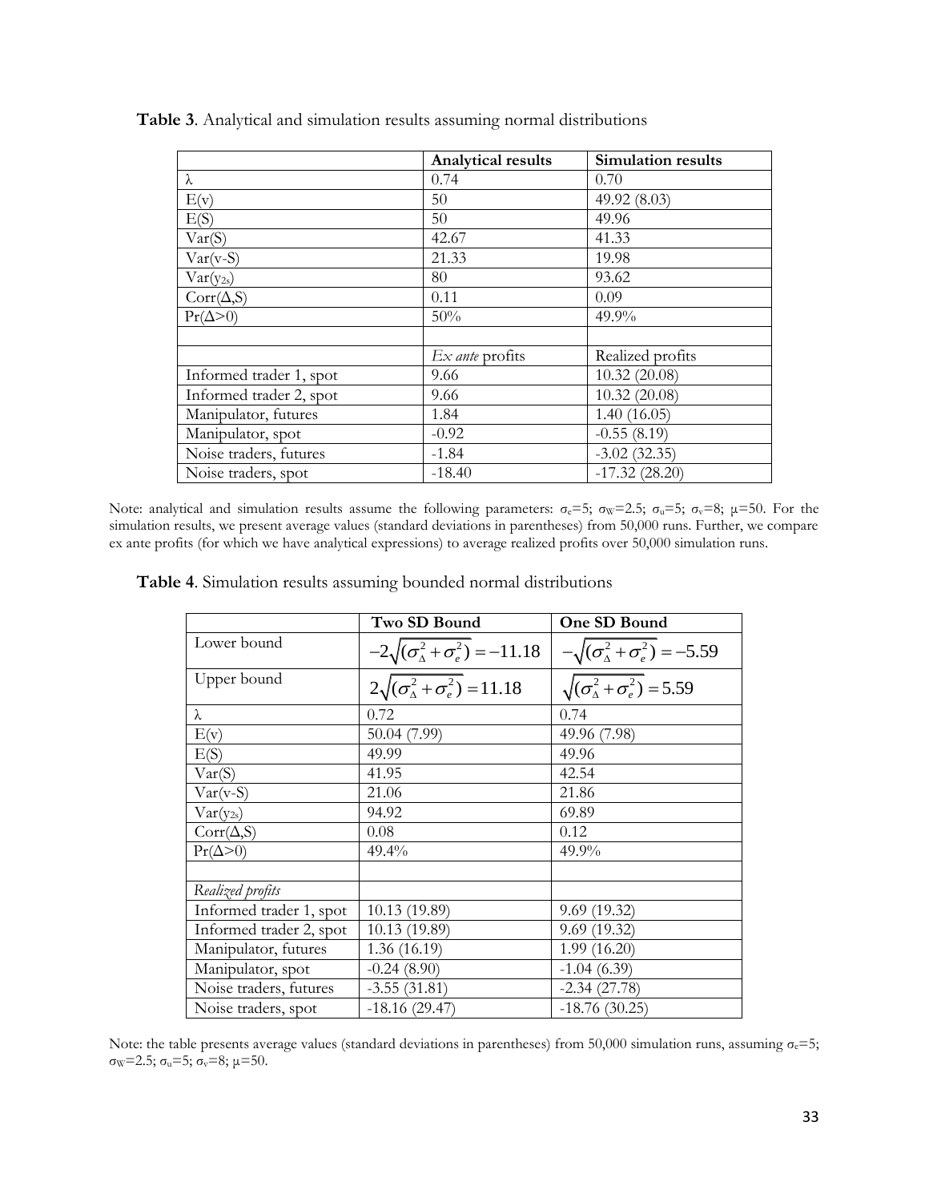**Table 3**. Analytical and simulation results assuming normal distributions

| | **Analytical results** | **Simulation results** |
|---|---|---|
| $\lambda$ | 0.74 | 0.70 |
| E(v) | 50 | 49.92 (8.03) |
| E(S) | 50 | 49.96 |
| Var(S) | 42.67 | 41.33 |
| Var(v-S) | 21.33 | 19.98 |
| Var($y_{2s}$) | 80 | 93.62 |
| Corr($\Delta$,S) | 0.11 | 0.09 |
| Pr($\Delta$>0) | 50% | 49.9% |
| | | |
| | *Ex ante* profits | Realized profits |
| Informed trader 1, spot | 9.66 | 10.32 (20.08) |
| Informed trader 2, spot | 9.66 | 10.32 (20.08) |
| Manipulator, futures | 1.84 | 1.40 (16.05) |
| Manipulator, spot | -0.92 | -0.55 (8.19) |
| Noise traders, futures | -1.84 | -3.02 (32.35) |
| Noise traders, spot | -18.40 | -17.32 (28.20) |

Note: analytical and simulation results assume the following parameters: $\sigma_e$=5; $\sigma_W$=2.5; $\sigma_u$=5; $\sigma_v$=8; $\mu$=50. For the simulation results, we present average values (standard deviations in parentheses) from 50,000 runs. Further, we compare ex ante profits (for which we have analytical expressions) to average realized profits over 50,000 simulation runs.

**Table 4**. Simulation results assuming bounded normal distributions

| | **Two SD Bound** | **One SD Bound** |
|---|---|---|
| Lower bound | $-2\sqrt{(\sigma_\Delta^2+\sigma_e^2)}=-11.18$ | $-\sqrt{(\sigma_\Delta^2+\sigma_e^2)}=-5.59$ |
| Upper bound | $2\sqrt{(\sigma_\Delta^2+\sigma_e^2)}=11.18$ | $\sqrt{(\sigma_\Delta^2+\sigma_e^2)}=5.59$ |
| $\lambda$ | 0.72 | 0.74 |
| E(v) | 50.04 (7.99) | 49.96 (7.98) |
| E(S) | 49.99 | 49.96 |
| Var(S) | 41.95 | 42.54 |
| Var(v-S) | 21.06 | 21.86 |
| Var($y_{2s}$) | 94.92 | 69.89 |
| Corr($\Delta$,S) | 0.08 | 0.12 |
| Pr($\Delta$>0) | 49.4% | 49.9% |
| | | |
| *Realized profits* | | |
| Informed trader 1, spot | 10.13 (19.89) | 9.69 (19.32) |
| Informed trader 2, spot | 10.13 (19.89) | 9.69 (19.32) |
| Manipulator, futures | 1.36 (16.19) | 1.99 (16.20) |
| Manipulator, spot | -0.24 (8.90) | -1.04 (6.39) |
| Noise traders, futures | -3.55 (31.81) | -2.34 (27.78) |
| Noise traders, spot | -18.16 (29.47) | -18.76 (30.25) |

Note: the table presents average values (standard deviations in parentheses) from 50,000 simulation runs, assuming $\sigma_e$=5; $\sigma_W$=2.5; $\sigma_u$=5; $\sigma_v$=8; $\mu$=50.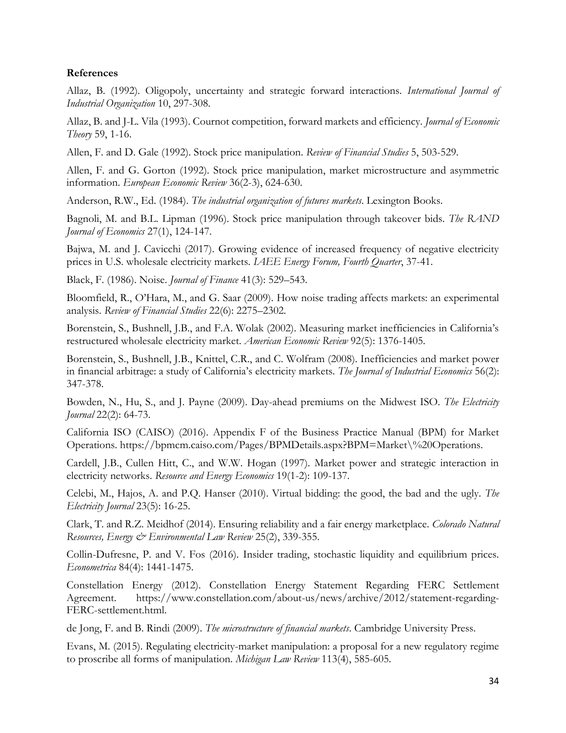**References**

Allaz, B. (1992). Oligopoly, uncertainty and strategic forward interactions. *International Journal of Industrial Organization* 10, 297-308.

Allaz, B. and J-L. Vila (1993). Cournot competition, forward markets and efficiency. *Journal of Economic Theory* 59, 1-16.

Allen, F. and D. Gale (1992). Stock price manipulation. *Review of Financial Studies* 5, 503-529.

Allen, F. and G. Gorton (1992). Stock price manipulation, market microstructure and asymmetric information. *European Economic Review* 36(2-3), 624-630.

Anderson, R.W., Ed. (1984). *The industrial organization of futures markets*. Lexington Books.

Bagnoli, M. and B.L. Lipman (1996). Stock price manipulation through takeover bids. *The RAND Journal of Economics* 27(1), 124-147.

Bajwa, M. and J. Cavicchi (2017). Growing evidence of increased frequency of negative electricity prices in U.S. wholesale electricity markets. *IAEE Energy Forum, Fourth Quarter*, 37-41.

Black, F. (1986). Noise. *Journal of Finance* 41(3): 529–543.

Bloomfield, R., O'Hara, M., and G. Saar (2009). How noise trading affects markets: an experimental analysis. *Review of Financial Studies* 22(6): 2275–2302.

Borenstein, S., Bushnell, J.B., and F.A. Wolak (2002). Measuring market inefficiencies in California's restructured wholesale electricity market. *American Economic Review* 92(5): 1376-1405.

Borenstein, S., Bushnell, J.B., Knittel, C.R., and C. Wolfram (2008). Inefficiencies and market power in financial arbitrage: a study of California's electricity markets. *The Journal of Industrial Economics* 56(2): 347-378.

Bowden, N., Hu, S., and J. Payne (2009). Day-ahead premiums on the Midwest ISO. *The Electricity Journal* 22(2): 64-73.

California ISO (CAISO) (2016). Appendix F of the Business Practice Manual (BPM) for Market Operations. https://bpmcm.caiso.com/Pages/BPMDetails.aspx?BPM=Market\%20Operations.

Cardell, J.B., Cullen Hitt, C., and W.W. Hogan (1997). Market power and strategic interaction in electricity networks. *Resource and Energy Economics* 19(1-2): 109-137.

Celebi, M., Hajos, A. and P.Q. Hanser (2010). Virtual bidding: the good, the bad and the ugly. *The Electricity Journal* 23(5): 16-25.

Clark, T. and R.Z. Meidhof (2014). Ensuring reliability and a fair energy marketplace. *Colorado Natural Resources, Energy & Environmental Law Review* 25(2), 339-355.

Collin-Dufresne, P. and V. Fos (2016). Insider trading, stochastic liquidity and equilibrium prices. *Econometrica* 84(4): 1441-1475.

Constellation Energy (2012). Constellation Energy Statement Regarding FERC Settlement Agreement. https://www.constellation.com/about-us/news/archive/2012/statement-regarding-FERC-settlement.html.

de Jong, F. and B. Rindi (2009). *The microstructure of financial markets*. Cambridge University Press.

Evans, M. (2015). Regulating electricity-market manipulation: a proposal for a new regulatory regime to proscribe all forms of manipulation. *Michigan Law Review* 113(4), 585-605.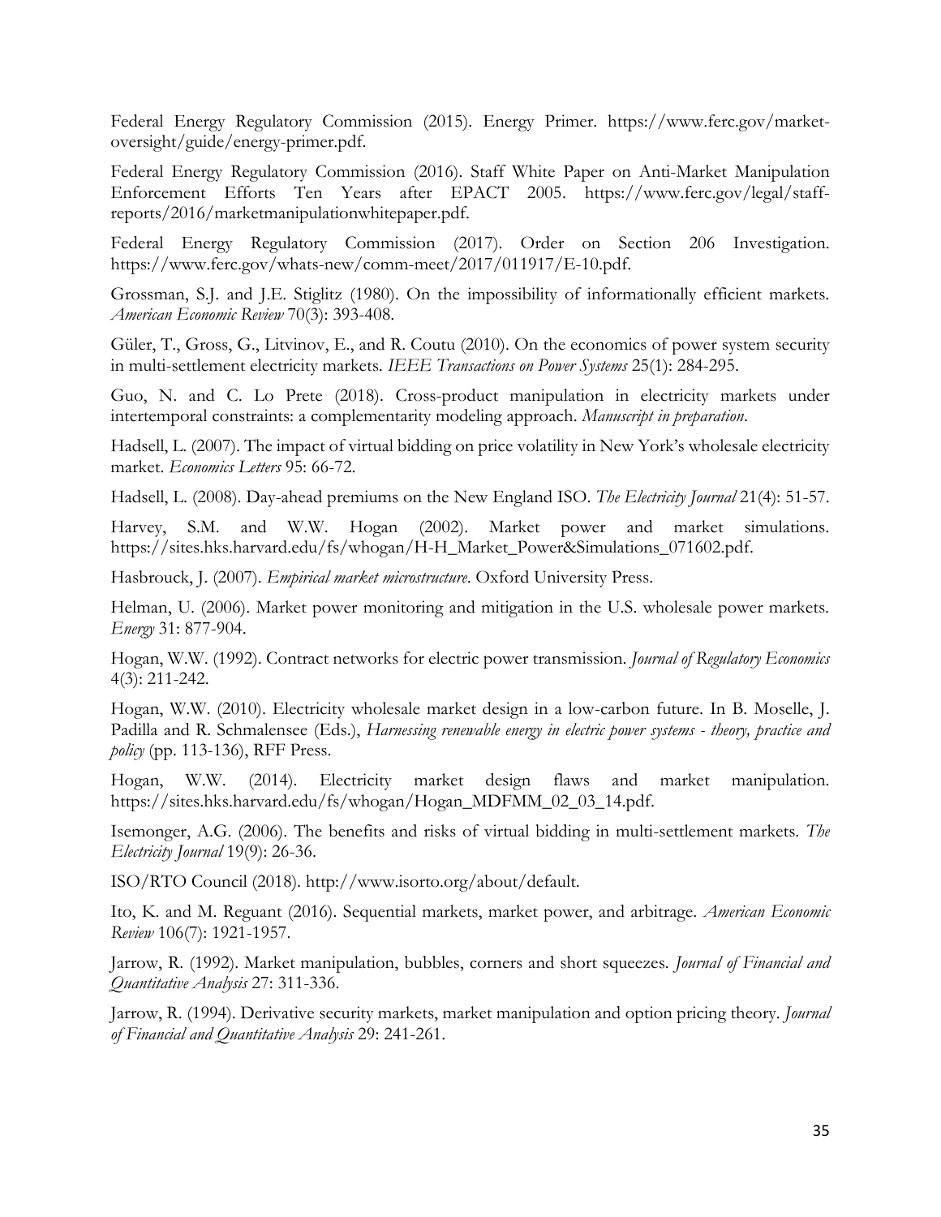Federal Energy Regulatory Commission (2015). Energy Primer. https://www.ferc.gov/market-oversight/guide/energy-primer.pdf.

Federal Energy Regulatory Commission (2016). Staff White Paper on Anti-Market Manipulation Enforcement Efforts Ten Years after EPACT 2005. https://www.ferc.gov/legal/staff-reports/2016/marketmanipulationwhitepaper.pdf.

Federal Energy Regulatory Commission (2017). Order on Section 206 Investigation. https://www.ferc.gov/whats-new/comm-meet/2017/011917/E-10.pdf.

Grossman, S.J. and J.E. Stiglitz (1980). On the impossibility of informationally efficient markets. *American Economic Review* 70(3): 393-408.

Güler, T., Gross, G., Litvinov, E., and R. Coutu (2010). On the economics of power system security in multi-settlement electricity markets. *IEEE Transactions on Power Systems* 25(1): 284-295.

Guo, N. and C. Lo Prete (2018). Cross-product manipulation in electricity markets under intertemporal constraints: a complementarity modeling approach. *Manuscript in preparation*.

Hadsell, L. (2007). The impact of virtual bidding on price volatility in New York's wholesale electricity market. *Economics Letters* 95: 66-72.

Hadsell, L. (2008). Day-ahead premiums on the New England ISO. *The Electricity Journal* 21(4): 51-57.

Harvey, S.M. and W.W. Hogan (2002). Market power and market simulations. https://sites.hks.harvard.edu/fs/whogan/H-H_Market_Power&Simulations_071602.pdf.

Hasbrouck, J. (2007). *Empirical market microstructure*. Oxford University Press.

Helman, U. (2006). Market power monitoring and mitigation in the U.S. wholesale power markets. *Energy* 31: 877-904.

Hogan, W.W. (1992). Contract networks for electric power transmission. *Journal of Regulatory Economics* 4(3): 211-242.

Hogan, W.W. (2010). Electricity wholesale market design in a low-carbon future. In B. Moselle, J. Padilla and R. Schmalensee (Eds.), *Harnessing renewable energy in electric power systems - theory, practice and policy* (pp. 113-136), RFF Press.

Hogan, W.W. (2014). Electricity market design flaws and market manipulation. https://sites.hks.harvard.edu/fs/whogan/Hogan_MDFMM_02_03_14.pdf.

Isemonger, A.G. (2006). The benefits and risks of virtual bidding in multi-settlement markets. *The Electricity Journal* 19(9): 26-36.

ISO/RTO Council (2018). http://www.isorto.org/about/default.

Ito, K. and M. Reguant (2016). Sequential markets, market power, and arbitrage. *American Economic Review* 106(7): 1921-1957.

Jarrow, R. (1992). Market manipulation, bubbles, corners and short squeezes. *Journal of Financial and Quantitative Analysis* 27: 311-336.

Jarrow, R. (1994). Derivative security markets, market manipulation and option pricing theory. *Journal of Financial and Quantitative Analysis* 29: 241-261.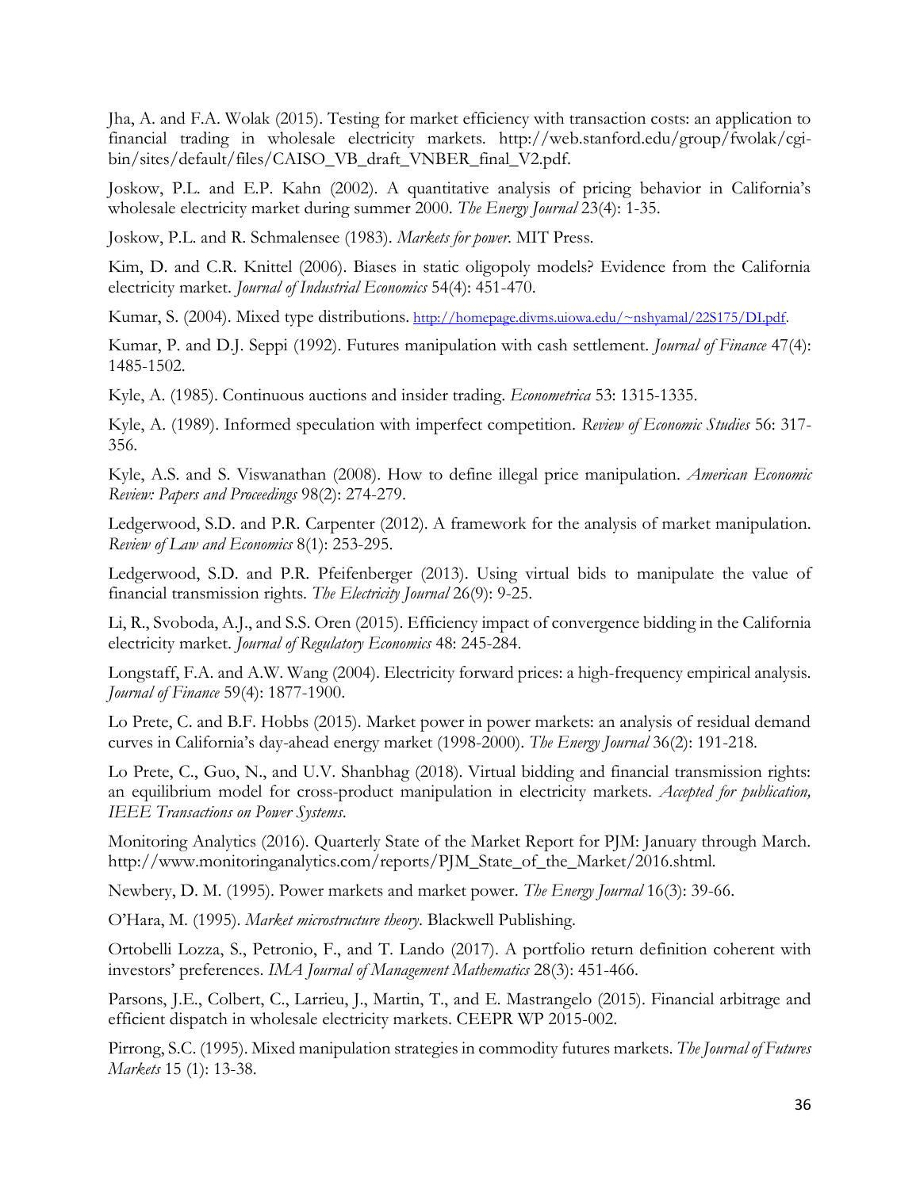Jha, A. and F.A. Wolak (2015). Testing for market efficiency with transaction costs: an application to financial trading in wholesale electricity markets. http://web.stanford.edu/group/fwolak/cgi-bin/sites/default/files/CAISO_VB_draft_VNBER_final_V2.pdf.

Joskow, P.L. and E.P. Kahn (2002). A quantitative analysis of pricing behavior in California's wholesale electricity market during summer 2000. *The Energy Journal* 23(4): 1-35.

Joskow, P.L. and R. Schmalensee (1983). *Markets for power*. MIT Press.

Kim, D. and C.R. Knittel (2006). Biases in static oligopoly models? Evidence from the California electricity market. *Journal of Industrial Economics* 54(4): 451-470.

Kumar, S. (2004). Mixed type distributions. http://homepage.divms.uiowa.edu/~nshyamal/22S175/DI.pdf.

Kumar, P. and D.J. Seppi (1992). Futures manipulation with cash settlement. *Journal of Finance* 47(4): 1485-1502.

Kyle, A. (1985). Continuous auctions and insider trading. *Econometrica* 53: 1315-1335.

Kyle, A. (1989). Informed speculation with imperfect competition. *Review of Economic Studies* 56: 317-356.

Kyle, A.S. and S. Viswanathan (2008). How to define illegal price manipulation. *American Economic Review: Papers and Proceedings* 98(2): 274-279.

Ledgerwood, S.D. and P.R. Carpenter (2012). A framework for the analysis of market manipulation. *Review of Law and Economics* 8(1): 253-295.

Ledgerwood, S.D. and P.R. Pfeifenberger (2013). Using virtual bids to manipulate the value of financial transmission rights. *The Electricity Journal* 26(9): 9-25.

Li, R., Svoboda, A.J., and S.S. Oren (2015). Efficiency impact of convergence bidding in the California electricity market. *Journal of Regulatory Economics* 48: 245-284.

Longstaff, F.A. and A.W. Wang (2004). Electricity forward prices: a high-frequency empirical analysis. *Journal of Finance* 59(4): 1877-1900.

Lo Prete, C. and B.F. Hobbs (2015). Market power in power markets: an analysis of residual demand curves in California's day-ahead energy market (1998-2000). *The Energy Journal* 36(2): 191-218.

Lo Prete, C., Guo, N., and U.V. Shanbhag (2018). Virtual bidding and financial transmission rights: an equilibrium model for cross-product manipulation in electricity markets. *Accepted for publication, IEEE Transactions on Power Systems*.

Monitoring Analytics (2016). Quarterly State of the Market Report for PJM: January through March. http://www.monitoringanalytics.com/reports/PJM_State_of_the_Market/2016.shtml.

Newbery, D. M. (1995). Power markets and market power. *The Energy Journal* 16(3): 39-66.

O'Hara, M. (1995). *Market microstructure theory*. Blackwell Publishing.

Ortobelli Lozza, S., Petronio, F., and T. Lando (2017). A portfolio return definition coherent with investors' preferences. *IMA Journal of Management Mathematics* 28(3): 451-466.

Parsons, J.E., Colbert, C., Larrieu, J., Martin, T., and E. Mastrangelo (2015). Financial arbitrage and efficient dispatch in wholesale electricity markets. CEEPR WP 2015-002.

Pirrong, S.C. (1995). Mixed manipulation strategies in commodity futures markets. *The Journal of Futures Markets* 15 (1): 13-38.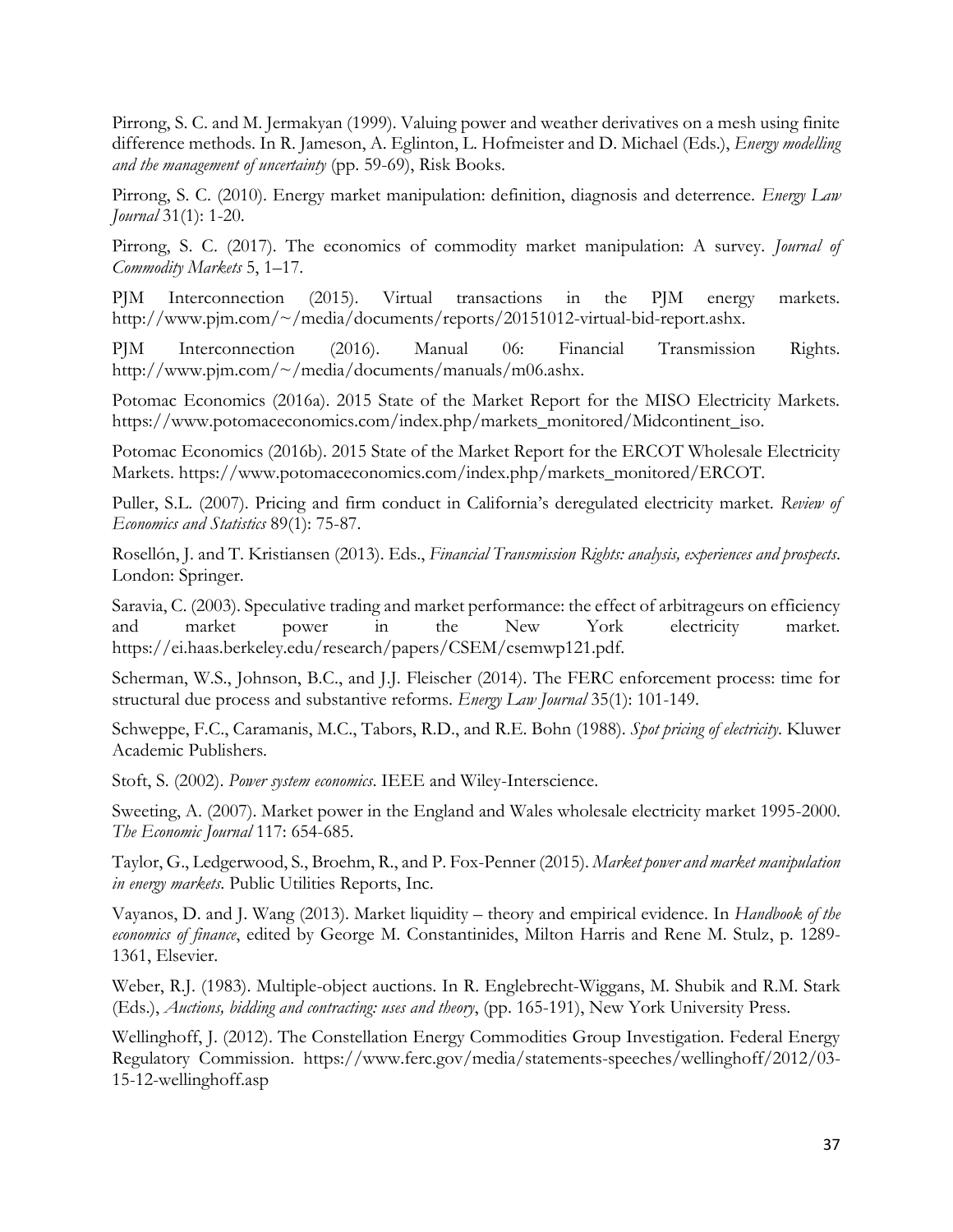Pirrong, S. C. and M. Jermakyan (1999). Valuing power and weather derivatives on a mesh using finite difference methods. In R. Jameson, A. Eglinton, L. Hofmeister and D. Michael (Eds.), *Energy modelling and the management of uncertainty* (pp. 59-69), Risk Books.

Pirrong, S. C. (2010). Energy market manipulation: definition, diagnosis and deterrence. *Energy Law Journal* 31(1): 1-20.

Pirrong, S. C. (2017). The economics of commodity market manipulation: A survey. *Journal of Commodity Markets* 5, 1–17.

PJM Interconnection (2015). Virtual transactions in the PJM energy markets. http://www.pjm.com/~/media/documents/reports/20151012-virtual-bid-report.ashx.

PJM Interconnection (2016). Manual 06: Financial Transmission Rights. http://www.pjm.com/~/media/documents/manuals/m06.ashx.

Potomac Economics (2016a). 2015 State of the Market Report for the MISO Electricity Markets. https://www.potomaceconomics.com/index.php/markets_monitored/Midcontinent_iso.

Potomac Economics (2016b). 2015 State of the Market Report for the ERCOT Wholesale Electricity Markets. https://www.potomaceconomics.com/index.php/markets_monitored/ERCOT.

Puller, S.L. (2007). Pricing and firm conduct in California's deregulated electricity market. *Review of Economics and Statistics* 89(1): 75-87.

Rosellón, J. and T. Kristiansen (2013). Eds., *Financial Transmission Rights: analysis, experiences and prospects*. London: Springer.

Saravia, C. (2003). Speculative trading and market performance: the effect of arbitrageurs on efficiency and market power in the New York electricity market. https://ei.haas.berkeley.edu/research/papers/CSEM/csemwp121.pdf.

Scherman, W.S., Johnson, B.C., and J.J. Fleischer (2014). The FERC enforcement process: time for structural due process and substantive reforms. *Energy Law Journal* 35(1): 101-149.

Schweppe, F.C., Caramanis, M.C., Tabors, R.D., and R.E. Bohn (1988). *Spot pricing of electricity*. Kluwer Academic Publishers.

Stoft, S. (2002). *Power system economics*. IEEE and Wiley-Interscience.

Sweeting, A. (2007). Market power in the England and Wales wholesale electricity market 1995-2000. *The Economic Journal* 117: 654-685.

Taylor, G., Ledgerwood, S., Broehm, R., and P. Fox-Penner (2015). *Market power and market manipulation in energy markets*. Public Utilities Reports, Inc.

Vayanos, D. and J. Wang (2013). Market liquidity – theory and empirical evidence. In *Handbook of the economics of finance*, edited by George M. Constantinides, Milton Harris and Rene M. Stulz, p. 1289-1361, Elsevier.

Weber, R.J. (1983). Multiple-object auctions. In R. Englebrecht-Wiggans, M. Shubik and R.M. Stark (Eds.), *Auctions, bidding and contracting: uses and theory*, (pp. 165-191), New York University Press.

Wellinghoff, J. (2012). The Constellation Energy Commodities Group Investigation. Federal Energy Regulatory Commission. https://www.ferc.gov/media/statements-speeches/wellinghoff/2012/03-15-12-wellinghoff.asp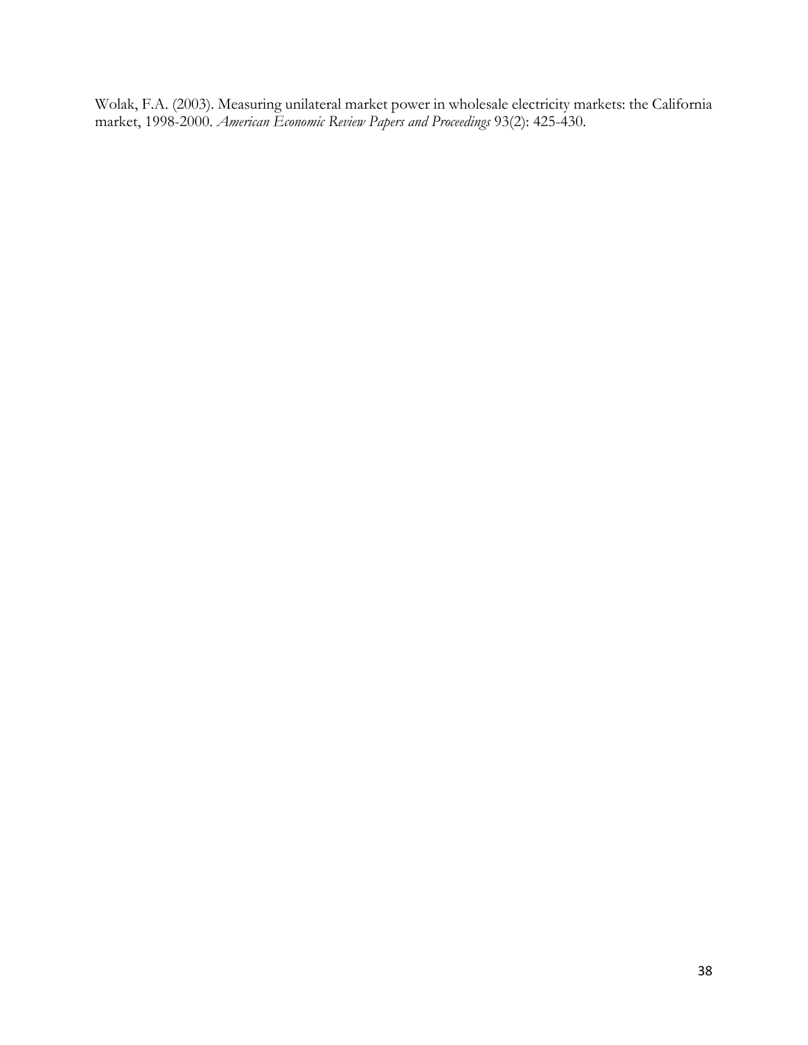Wolak, F.A. (2003). Measuring unilateral market power in wholesale electricity markets: the California market, 1998-2000. *American Economic Review Papers and Proceedings* 93(2): 425-430.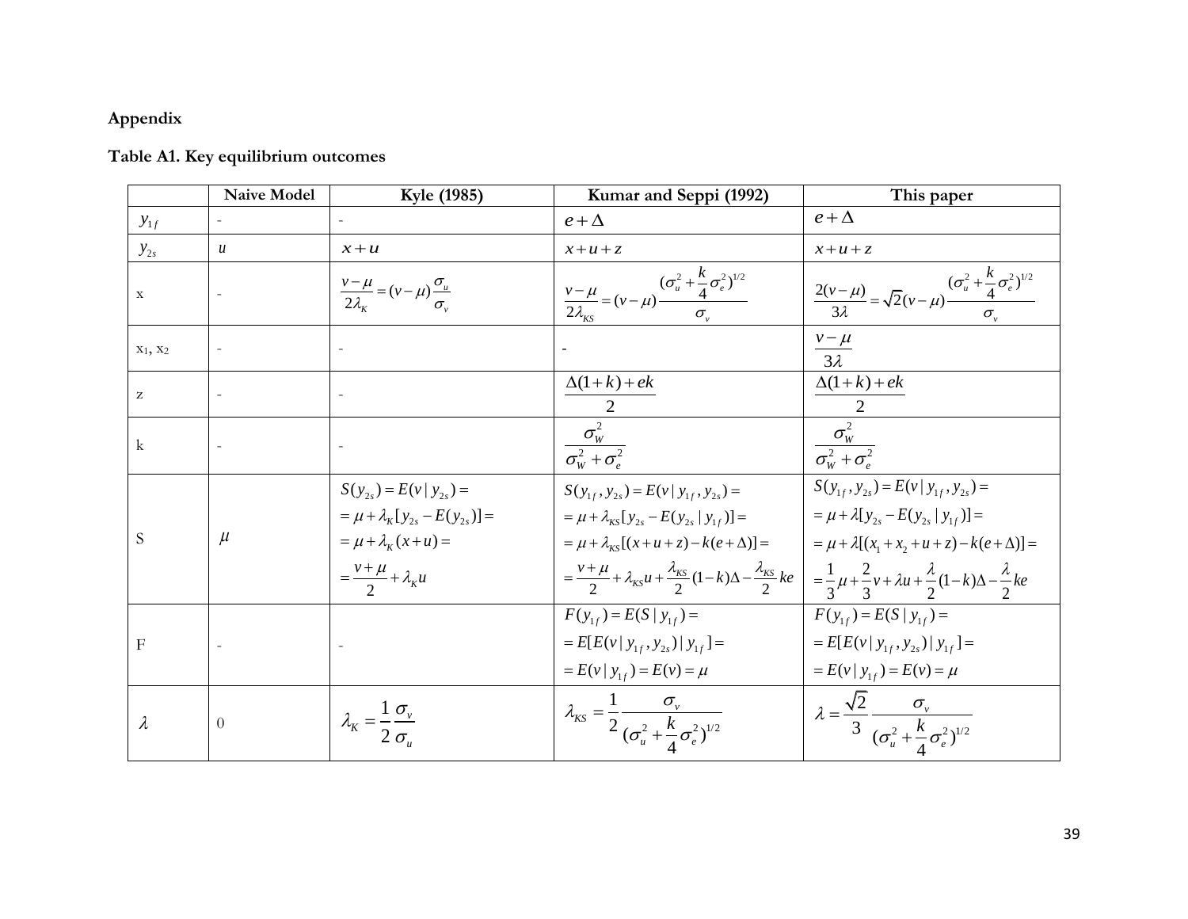**Appendix**

**Table A1. Key equilibrium outcomes**

| | Naive Model | Kyle (1985) | Kumar and Seppi (1992) | This paper |
|---|---|---|---|---|
| $y_{1f}$ | - | - | $e+\Delta$ | $e+\Delta$ |
| $y_{2s}$ | $u$ | $x+u$ | $x+u+z$ | $x+u+z$ |
| x | - | $\frac{v-\mu}{2\lambda_K}=(v-\mu)\frac{\sigma_u}{\sigma_v}$ | $\frac{v-\mu}{2\lambda_{KS}}=(v-\mu)\frac{(\sigma_u^2+\frac{k}{4}\sigma_e^2)^{1/2}}{\sigma_v}$ | $\frac{2(v-\mu)}{3\lambda}=\sqrt{2}(v-\mu)\frac{(\sigma_u^2+\frac{k}{4}\sigma_e^2)^{1/2}}{\sigma_v}$ |
| $x_1$, $x_2$ | - | - | - | $\frac{v-\mu}{3\lambda}$ |
| z | - | - | $\frac{\Delta(1+k)+ek}{2}$ | $\frac{\Delta(1+k)+ek}{2}$ |
| k | - | - | $\frac{\sigma_W^2}{\sigma_W^2+\sigma_e^2}$ | $\frac{\sigma_W^2}{\sigma_W^2+\sigma_e^2}$ |
| S | $\mu$ | $S(y_{2s})=E(v\mid y_{2s})=$ $=\mu+\lambda_K[y_{2s}-E(y_{2s})]=$ $=\mu+\lambda_K(x+u)=$ $=\frac{v+\mu}{2}+\lambda_K u$ | $S(y_{1f},y_{2s})=E(v\mid y_{1f},y_{2s})=$ $=\mu+\lambda_{KS}[y_{2s}-E(y_{2s}\mid y_{1f})]=$ $=\mu+\lambda_{KS}[(x+u+z)-k(e+\Delta)]=$ $=\frac{v+\mu}{2}+\lambda_{KS}u+\frac{\lambda_{KS}}{2}(1-k)\Delta-\frac{\lambda_{KS}}{2}ke$ | $S(y_{1f},y_{2s})=E(v\mid y_{1f},y_{2s})=$ $=\mu+\lambda[y_{2s}-E(y_{2s}\mid y_{1f})]=$ $=\mu+\lambda[(x_1+x_2+u+z)-k(e+\Delta)]=$ $=\frac{1}{3}\mu+\frac{2}{3}v+\lambda u+\frac{\lambda}{2}(1-k)\Delta-\frac{\lambda}{2}ke$ |
| F | - | - | $F(y_{1f})=E(S\mid y_{1f})=$ $=E[E(v\mid y_{1f},y_{2s})\mid y_{1f}]=$ $=E(v\mid y_{1f})=E(v)=\mu$ | $F(y_{1f})=E(S\mid y_{1f})=$ $=E[E(v\mid y_{1f},y_{2s})\mid y_{1f}]=$ $=E(v\mid y_{1f})=E(v)=\mu$ |
| $\lambda$ | 0 | $\lambda_K=\frac{1}{2}\frac{\sigma_v}{\sigma_u}$ | $\lambda_{KS}=\frac{1}{2}\frac{\sigma_v}{(\sigma_u^2+\frac{k}{4}\sigma_e^2)^{1/2}}$ | $\lambda=\frac{\sqrt{2}}{3}\frac{\sigma_v}{(\sigma_u^2+\frac{k}{4}\sigma_e^2)^{1/2}}$ |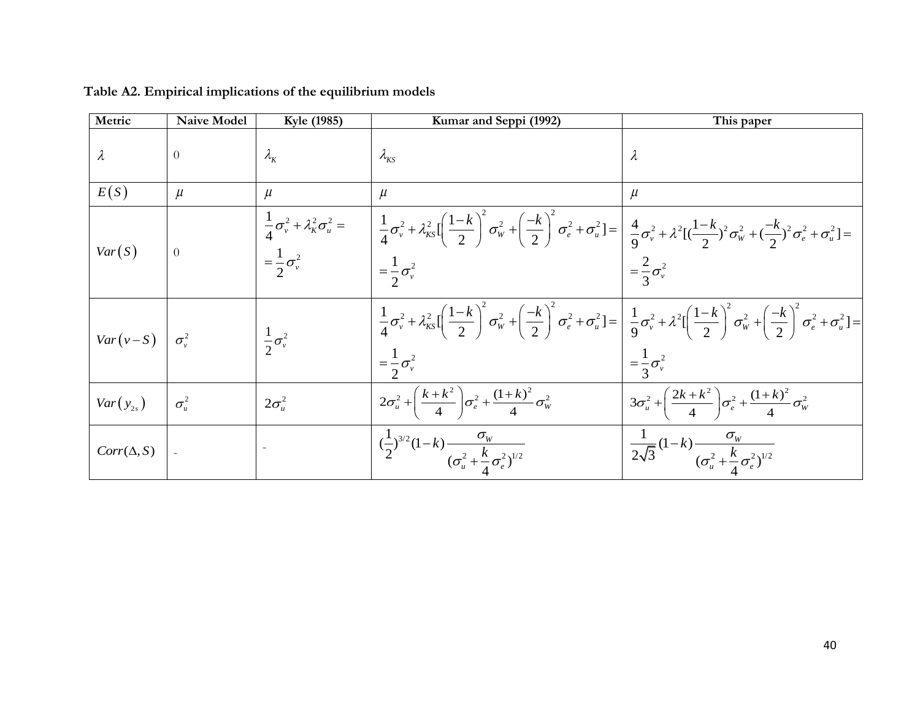**Table A2. Empirical implications of the equilibrium models**

| Metric | Naive Model | Kyle (1985) | Kumar and Seppi (1992) | This paper |
|---|---|---|---|---|
| $\lambda$ | 0 | $\lambda_K$ | $\lambda_{KS}$ | $\lambda$ |
| $E(S)$ | $\mu$ | $\mu$ | $\mu$ | $\mu$ |
| $Var(S)$ | 0 | $\frac{1}{4}\sigma_v^2 + \lambda_K^2 \sigma_u^2 = $ $= \frac{1}{2}\sigma_v^2$ | $\frac{1}{4}\sigma_v^2 + \lambda_{KS}^2 [\left(\frac{1-k}{2}\right)^2 \sigma_W^2 + \left(\frac{-k}{2}\right)^2 \sigma_e^2 + \sigma_u^2] =$ $= \frac{1}{2}\sigma_v^2$ | $\frac{4}{9}\sigma_v^2 + \lambda^2 [(\frac{1-k}{2})^2 \sigma_W^2 + (\frac{-k}{2})^2 \sigma_e^2 + \sigma_u^2] =$ $= \frac{2}{3}\sigma_v^2$ |
| $Var(v-S)$ | $\sigma_v^2$ | $\frac{1}{2}\sigma_v^2$ | $\frac{1}{4}\sigma_v^2 + \lambda_{KS}^2 [\left(\frac{1-k}{2}\right)^2 \sigma_W^2 + \left(\frac{-k}{2}\right)^2 \sigma_e^2 + \sigma_u^2] =$ $= \frac{1}{2}\sigma_v^2$ | $\frac{1}{9}\sigma_v^2 + \lambda^2 [\left(\frac{1-k}{2}\right)^2 \sigma_W^2 + \left(\frac{-k}{2}\right)^2 \sigma_e^2 + \sigma_u^2] =$ $= \frac{1}{3}\sigma_v^2$ |
| $Var(y_{2s})$ | $\sigma_u^2$ | $2\sigma_u^2$ | $2\sigma_u^2 + \left(\frac{k+k^2}{4}\right)\sigma_e^2 + \frac{(1+k)^2}{4}\sigma_W^2$ | $3\sigma_u^2 + \left(\frac{2k+k^2}{4}\right)\sigma_e^2 + \frac{(1+k)^2}{4}\sigma_W^2$ |
| $Corr(\Delta, S)$ | - | - | $(\frac{1}{2})^{3/2}(1-k)\frac{\sigma_W}{(\sigma_u^2 + \frac{k}{4}\sigma_e^2)^{1/2}}$ | $\frac{1}{2\sqrt{3}}(1-k)\frac{\sigma_W}{(\sigma_u^2 + \frac{k}{4}\sigma_e^2)^{1/2}}$ |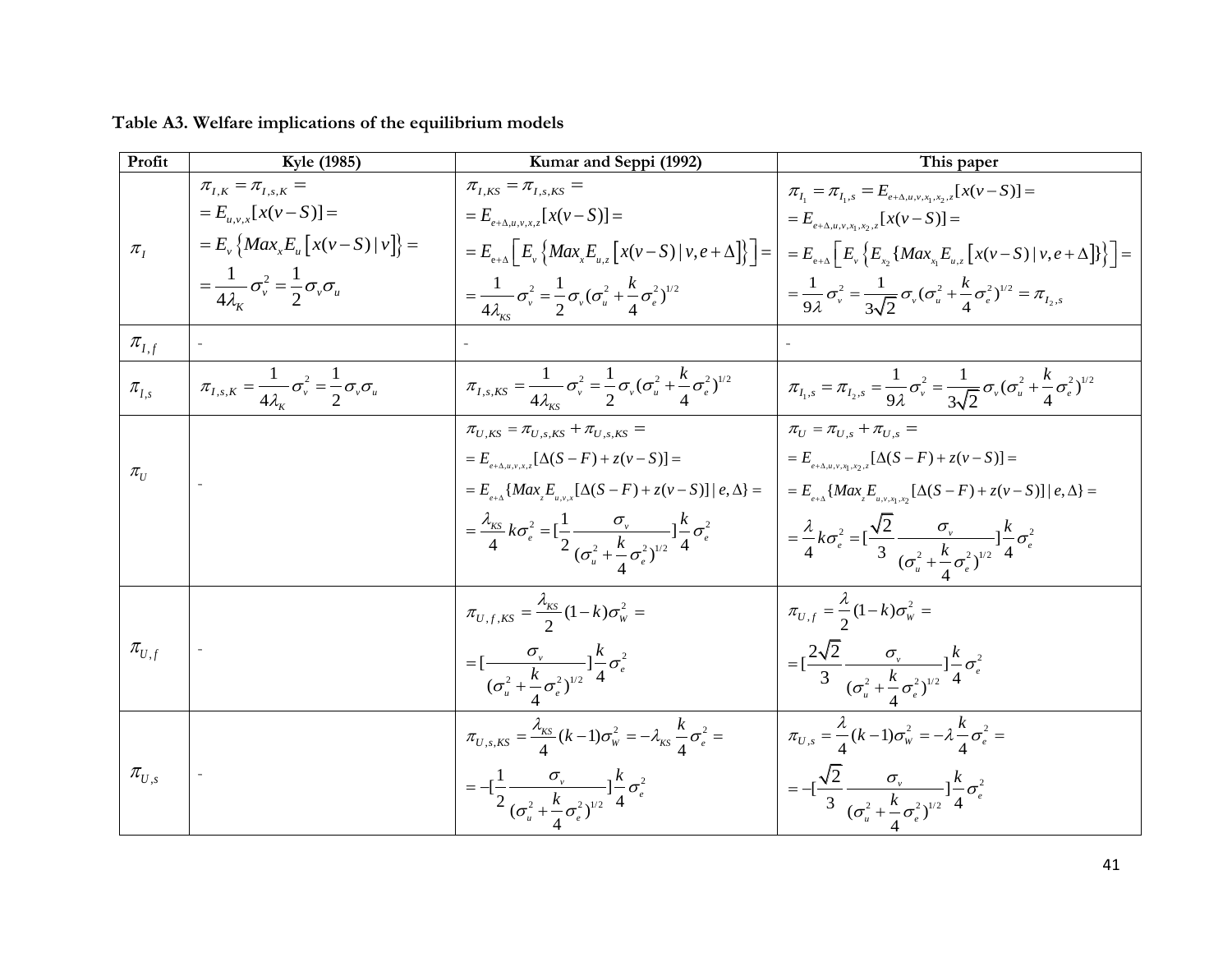**Table A3. Welfare implications of the equilibrium models**

| Profit | Kyle (1985) | Kumar and Seppi (1992) | This paper |
|---|---|---|---|
| $\pi_I$ | $\pi_{I,K} = \pi_{I,s,K} =$ $= E_{u,v,x}[x(v-S)] =$ $= E_v\left\{Max_x E_u\left[x(v-S)\mid v\right]\right\} =$ $= \frac{1}{4\lambda_K}\sigma_v^2 = \frac{1}{2}\sigma_v\sigma_u$ | $\pi_{I,KS} = \pi_{I,s,KS} =$ $= E_{e+\Delta,u,v,x,z}[x(v-S)] =$ $= E_{e+\Delta}\left[E_v\left\{Max_x E_{u,z}\left[x(v-S)\mid v, e+\Delta\right]\right\}\right] =$ $= \frac{1}{4\lambda_{KS}}\sigma_v^2 = \frac{1}{2}\sigma_v(\sigma_u^2 + \frac{k}{4}\sigma_e^2)^{1/2}$ | $\pi_{I_1} = \pi_{I_1,s} = E_{e+\Delta,u,v,x_1,x_2,z}[x(v-S)] =$ $= E_{e+\Delta,u,v,x_1,x_2,z}[x(v-S)] =$ $= E_{e+\Delta}\left[E_v\left\{E_{x_2}\{Max_{x_1} E_{u,z}\left[x(v-S)\mid v, e+\Delta\right]\}\right\}\right] =$ $= \frac{1}{9\lambda}\sigma_v^2 = \frac{1}{3\sqrt{2}}\sigma_v(\sigma_u^2 + \frac{k}{4}\sigma_e^2)^{1/2} = \pi_{I_2,s}$ |
| $\pi_{I,f}$ | - | - | - |
| $\pi_{I,s}$ | $\pi_{I,s,K} = \frac{1}{4\lambda_K}\sigma_v^2 = \frac{1}{2}\sigma_v\sigma_u$ | $\pi_{I,s,KS} = \frac{1}{4\lambda_{KS}}\sigma_v^2 = \frac{1}{2}\sigma_v(\sigma_u^2 + \frac{k}{4}\sigma_e^2)^{1/2}$ | $\pi_{I_1,s} = \pi_{I_2,s} = \frac{1}{9\lambda}\sigma_v^2 = \frac{1}{3\sqrt{2}}\sigma_v(\sigma_u^2 + \frac{k}{4}\sigma_e^2)^{1/2}$ |
| $\pi_U$ | - | $\pi_{U,KS} = \pi_{U,s,KS} + \pi_{U,s,KS} =$ $= E_{e+\Delta,u,v,x,z}[\Delta(S-F) + z(v-S)] =$ $= E_{e+\Delta}\{Max_z E_{u,v,x}[\Delta(S-F) + z(v-S)] \mid e, \Delta\} =$ $= \frac{\lambda_{KS}}{4}k\sigma_e^2 = [\frac{1}{2}\frac{\sigma_v}{(\sigma_u^2 + \frac{k}{4}\sigma_e^2)^{1/2}}]\frac{k}{4}\sigma_e^2$ | $\pi_U = \pi_{U,s} + \pi_{U,s} =$ $= E_{e+\Delta,u,v,x_1,x_2,z}[\Delta(S-F) + z(v-S)] =$ $= E_{e+\Delta}\{Max_z E_{u,v,x_1,x_2}[\Delta(S-F) + z(v-S)] \mid e, \Delta\} =$ $= \frac{\lambda}{4}k\sigma_e^2 = [\frac{\sqrt{2}}{3}\frac{\sigma_v}{(\sigma_u^2 + \frac{k}{4}\sigma_e^2)^{1/2}}]\frac{k}{4}\sigma_e^2$ |
| $\pi_{U,f}$ | - | $\pi_{U,f,KS} = \frac{\lambda_{KS}}{2}(1-k)\sigma_W^2 =$ $= [\frac{\sigma_v}{(\sigma_u^2 + \frac{k}{4}\sigma_e^2)^{1/2}}]\frac{k}{4}\sigma_e^2$ | $\pi_{U,f} = \frac{\lambda}{2}(1-k)\sigma_W^2 =$ $= [\frac{2\sqrt{2}}{3}\frac{\sigma_v}{(\sigma_u^2 + \frac{k}{4}\sigma_e^2)^{1/2}}]\frac{k}{4}\sigma_e^2$ |
| $\pi_{U,s}$ | - | $\pi_{U,s,KS} = \frac{\lambda_{KS}}{4}(k-1)\sigma_W^2 = -\lambda_{KS}\frac{k}{4}\sigma_e^2 =$ $= -[\frac{1}{2}\frac{\sigma_v}{(\sigma_u^2 + \frac{k}{4}\sigma_e^2)^{1/2}}]\frac{k}{4}\sigma_e^2$ | $\pi_{U,s} = \frac{\lambda}{4}(k-1)\sigma_W^2 = -\lambda\frac{k}{4}\sigma_e^2 =$ $= -[\frac{\sqrt{2}}{3}\frac{\sigma_v}{(\sigma_u^2 + \frac{k}{4}\sigma_e^2)^{1/2}}]\frac{k}{4}\sigma_e^2$ |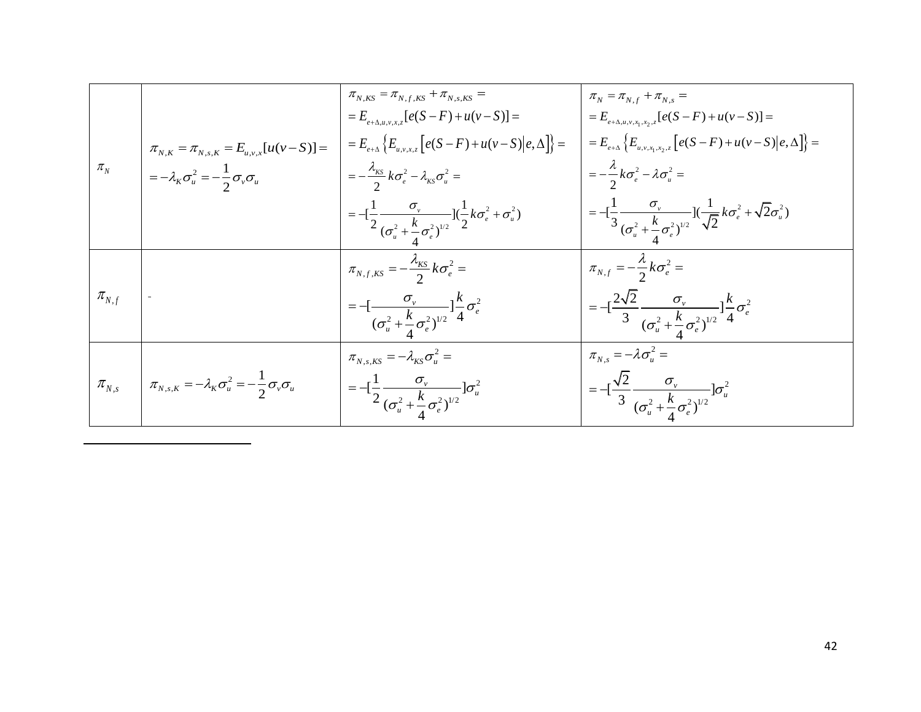| | | | |
|---|---|---|---|
| $\pi_N$ | $\pi_{N,K} = \pi_{N,s,K} = E_{u,v,x}[u(v-S)] =$ $= -\lambda_K \sigma_u^2 = -\frac{1}{2}\sigma_v \sigma_u$ | $\pi_{N,KS} = \pi_{N,f,KS} + \pi_{N,s,KS} =$ $= E_{e+\Delta,u,v,x,z}[e(S-F)+u(v-S)] =$ $= E_{e+\Delta}\left\{E_{u,v,x,z}\left[e(S-F)+u(v-S)\middle\vert e,\Delta\right]\right\} =$ $= -\frac{\lambda_{KS}}{2}k\sigma_e^2 - \lambda_{KS}\sigma_u^2 =$ $= -[\frac{1}{2}\frac{\sigma_v}{(\sigma_u^2+\frac{k}{4}\sigma_e^2)^{1/2}}](\frac{1}{2}k\sigma_e^2+\sigma_u^2)$ | $\pi_N = \pi_{N,f} + \pi_{N,s} =$ $= E_{e+\Delta,u,v,x_1,x_2,z}[e(S-F)+u(v-S)] =$ $= E_{e+\Delta}\left\{E_{u,v,x_1,x_2,z}\left[e(S-F)+u(v-S)\middle\vert e,\Delta\right]\right\} =$ $= -\frac{\lambda}{2}k\sigma_e^2 - \lambda\sigma_u^2 =$ $= -[\frac{1}{3}\frac{\sigma_v}{(\sigma_u^2+\frac{k}{4}\sigma_e^2)^{1/2}}](\frac{1}{\sqrt{2}}k\sigma_e^2+\sqrt{2}\sigma_u^2)$ |
| $\pi_{N,f}$ | - | $\pi_{N,f,KS} = -\frac{\lambda_{KS}}{2}k\sigma_e^2 =$ $= -[\frac{\sigma_v}{(\sigma_u^2+\frac{k}{4}\sigma_e^2)^{1/2}}]\frac{k}{4}\sigma_e^2$ | $\pi_{N,f} = -\frac{\lambda}{2}k\sigma_e^2 =$ $= -[\frac{2\sqrt{2}}{3}\frac{\sigma_v}{(\sigma_u^2+\frac{k}{4}\sigma_e^2)^{1/2}}]\frac{k}{4}\sigma_e^2$ |
| $\pi_{N,s}$ | $\pi_{N,s,K} = -\lambda_K\sigma_u^2 = -\frac{1}{2}\sigma_v\sigma_u$ | $\pi_{N,s,KS} = -\lambda_{KS}\sigma_u^2 =$ $= -[\frac{1}{2}\frac{\sigma_v}{(\sigma_u^2+\frac{k}{4}\sigma_e^2)^{1/2}}]\sigma_u^2$ | $\pi_{N,s} = -\lambda\sigma_u^2 =$ $= -[\frac{\sqrt{2}}{3}\frac{\sigma_v}{(\sigma_u^2+\frac{k}{4}\sigma_e^2)^{1/2}}]\sigma_u^2$ |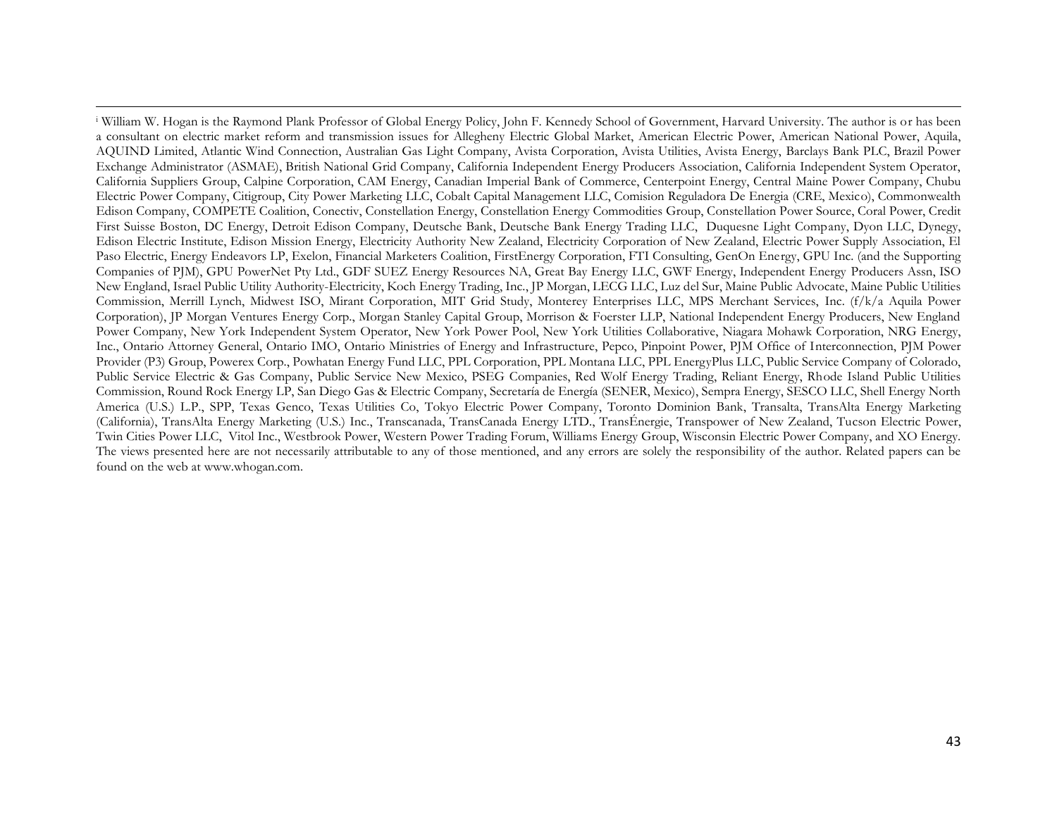[i] William W. Hogan is the Raymond Plank Professor of Global Energy Policy, John F. Kennedy School of Government, Harvard University. The author is or has been a consultant on electric market reform and transmission issues for Allegheny Electric Global Market, American Electric Power, American National Power, Aquila, AQUIND Limited, Atlantic Wind Connection, Australian Gas Light Company, Avista Corporation, Avista Utilities, Avista Energy, Barclays Bank PLC, Brazil Power Exchange Administrator (ASMAE), British National Grid Company, California Independent Energy Producers Association, California Independent System Operator, California Suppliers Group, Calpine Corporation, CAM Energy, Canadian Imperial Bank of Commerce, Centerpoint Energy, Central Maine Power Company, Chubu Electric Power Company, Citigroup, City Power Marketing LLC, Cobalt Capital Management LLC, Comision Reguladora De Energia (CRE, Mexico), Commonwealth Edison Company, COMPETE Coalition, Conectiv, Constellation Energy, Constellation Energy Commodities Group, Constellation Power Source, Coral Power, Credit First Suisse Boston, DC Energy, Detroit Edison Company, Deutsche Bank, Deutsche Bank Energy Trading LLC, Duquesne Light Company, Dyon LLC, Dynegy, Edison Electric Institute, Edison Mission Energy, Electricity Authority New Zealand, Electricity Corporation of New Zealand, Electric Power Supply Association, El Paso Electric, Energy Endeavors LP, Exelon, Financial Marketers Coalition, FirstEnergy Corporation, FTI Consulting, GenOn Energy, GPU Inc. (and the Supporting Companies of PJM), GPU PowerNet Pty Ltd., GDF SUEZ Energy Resources NA, Great Bay Energy LLC, GWF Energy, Independent Energy Producers Assn, ISO New England, Israel Public Utility Authority-Electricity, Koch Energy Trading, Inc., JP Morgan, LECG LLC, Luz del Sur, Maine Public Advocate, Maine Public Utilities Commission, Merrill Lynch, Midwest ISO, Mirant Corporation, MIT Grid Study, Monterey Enterprises LLC, MPS Merchant Services, Inc. (f/k/a Aquila Power Corporation), JP Morgan Ventures Energy Corp., Morgan Stanley Capital Group, Morrison & Foerster LLP, National Independent Energy Producers, New England Power Company, New York Independent System Operator, New York Power Pool, New York Utilities Collaborative, Niagara Mohawk Corporation, NRG Energy, Inc., Ontario Attorney General, Ontario IMO, Ontario Ministries of Energy and Infrastructure, Pepco, Pinpoint Power, PJM Office of Interconnection, PJM Power Provider (P3) Group, Powerex Corp., Powhatan Energy Fund LLC, PPL Corporation, PPL Montana LLC, PPL EnergyPlus LLC, Public Service Company of Colorado, Public Service Electric & Gas Company, Public Service New Mexico, PSEG Companies, Red Wolf Energy Trading, Reliant Energy, Rhode Island Public Utilities Commission, Round Rock Energy LP, San Diego Gas & Electric Company, Secretaría de Energía (SENER, Mexico), Sempra Energy, SESCO LLC, Shell Energy North America (U.S.) L.P., SPP, Texas Genco, Texas Utilities Co, Tokyo Electric Power Company, Toronto Dominion Bank, Transalta, TransAlta Energy Marketing (California), TransAlta Energy Marketing (U.S.) Inc., Transcanada, TransCanada Energy LTD., TransÉnergie, Transpower of New Zealand, Tucson Electric Power, Twin Cities Power LLC, Vitol Inc., Westbrook Power, Western Power Trading Forum, Williams Energy Group, Wisconsin Electric Power Company, and XO Energy. The views presented here are not necessarily attributable to any of those mentioned, and any errors are solely the responsibility of the author. Related papers can be found on the web at www.whogan.com.